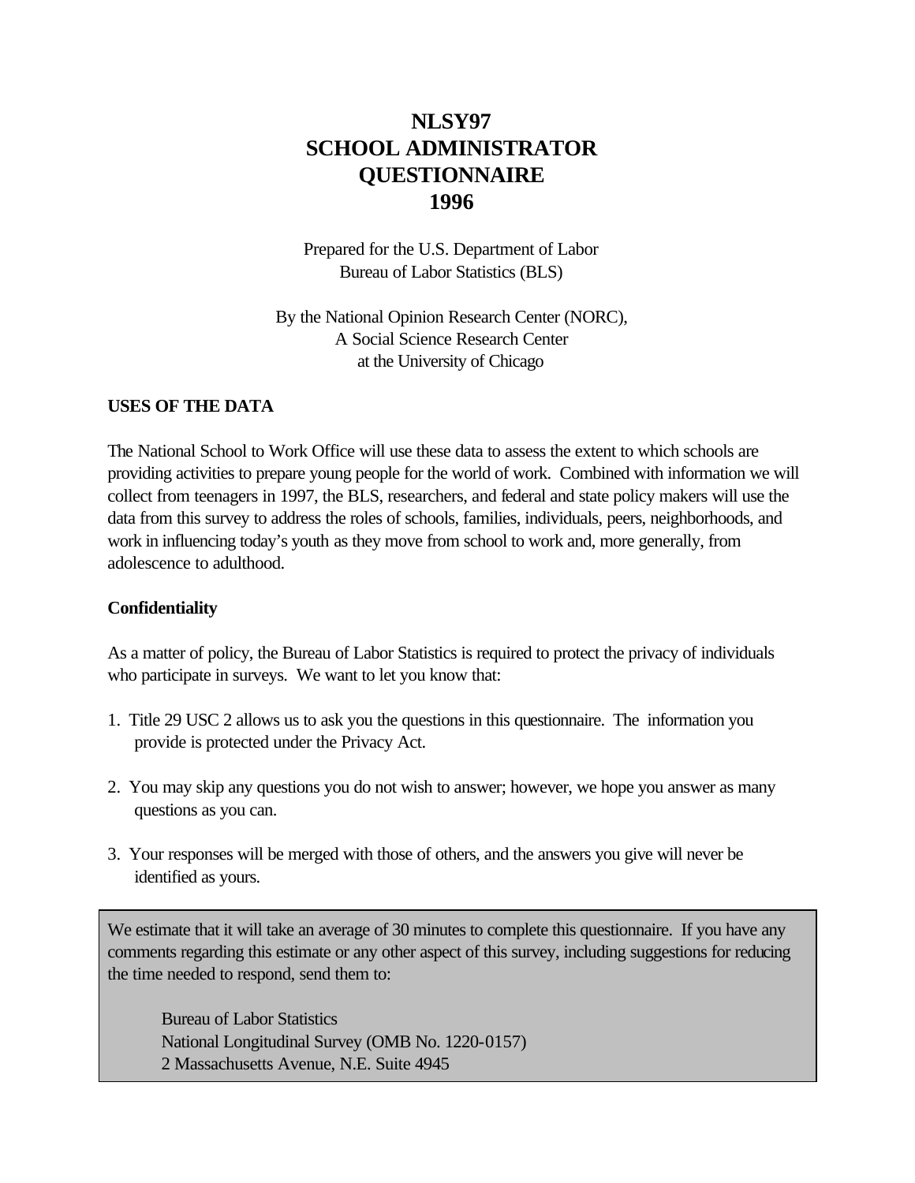# NLSY97
# SCHOOL ADMINISTRATOR
# QUESTIONNAIRE
# 1996

Prepared for the U.S. Department of Labor
Bureau of Labor Statistics (BLS)

By the National Opinion Research Center (NORC),
A Social Science Research Center
at the University of Chicago

**USES OF THE DATA**

The National School to Work Office will use these data to assess the extent to which schools are providing activities to prepare young people for the world of work. Combined with information we will collect from teenagers in 1997, the BLS, researchers, and federal and state policy makers will use the data from this survey to address the roles of schools, families, individuals, peers, neighborhoods, and work in influencing today's youth as they move from school to work and, more generally, from adolescence to adulthood.

**Confidentiality**

As a matter of policy, the Bureau of Labor Statistics is required to protect the privacy of individuals who participate in surveys. We want to let you know that:

1. Title 29 USC 2 allows us to ask you the questions in this questionnaire. The information you provide is protected under the Privacy Act.

2. You may skip any questions you do not wish to answer; however, we hope you answer as many questions as you can.

3. Your responses will be merged with those of others, and the answers you give will never be identified as yours.

We estimate that it will take an average of 30 minutes to complete this questionnaire. If you have any comments regarding this estimate or any other aspect of this survey, including suggestions for reducing the time needed to respond, send them to:

Bureau of Labor Statistics
National Longitudinal Survey (OMB No. 1220-0157)
2 Massachusetts Avenue, N.E. Suite 4945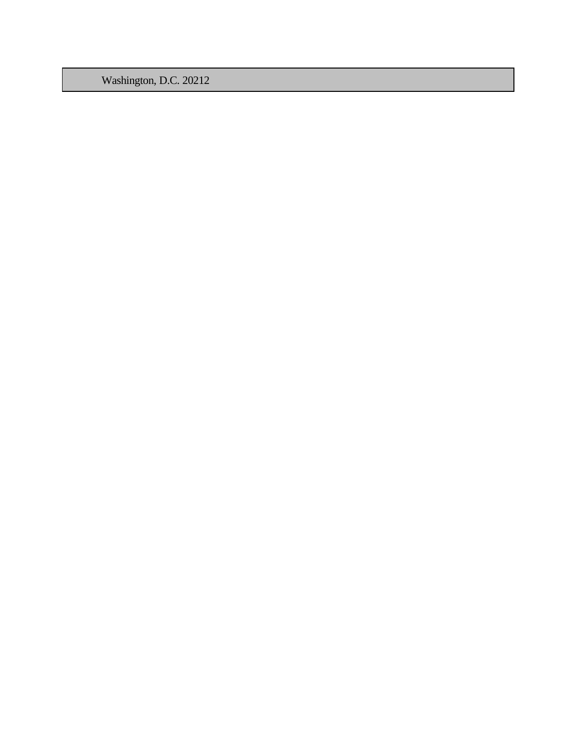Washington, D.C. 20212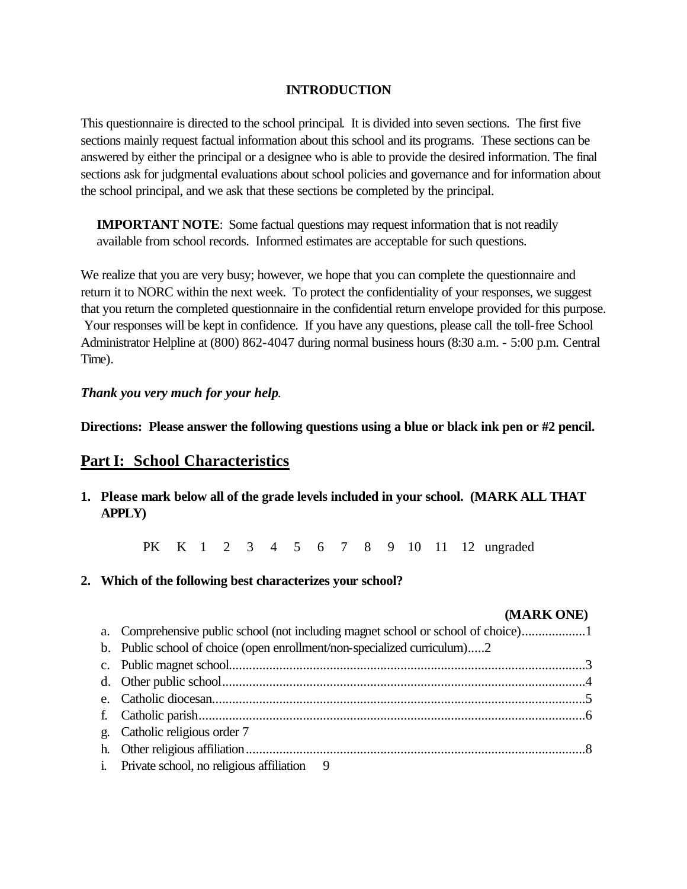**INTRODUCTION**

This questionnaire is directed to the school principal. It is divided into seven sections. The first five sections mainly request factual information about this school and its programs. These sections can be answered by either the principal or a designee who is able to provide the desired information. The final sections ask for judgmental evaluations about school policies and governance and for information about the school principal, and we ask that these sections be completed by the principal.

**IMPORTANT NOTE**: Some factual questions may request information that is not readily available from school records. Informed estimates are acceptable for such questions.

We realize that you are very busy; however, we hope that you can complete the questionnaire and return it to NORC within the next week. To protect the confidentiality of your responses, we suggest that you return the completed questionnaire in the confidential return envelope provided for this purpose. Your responses will be kept in confidence. If you have any questions, please call the toll-free School Administrator Helpline at (800) 862-4047 during normal business hours (8:30 a.m. - 5:00 p.m. Central Time).

***Thank you very much for your help.***

**Directions: Please answer the following questions using a blue or black ink pen or #2 pencil.**

## Part I: School Characteristics

**1. Please mark below all of the grade levels included in your school. (MARK ALL THAT APPLY)**

PK K 1 2 3 4 5 6 7 8 9 10 11 12 ungraded

**2. Which of the following best characterizes your school?**

**(MARK ONE)**

a. Comprehensive public school (not including magnet school or school of choice)..................1
b. Public school of choice (open enrollment/non-specialized curriculum).....2
c. Public magnet school........................................................................................................3
d. Other public school..........................................................................................................4
e. Catholic diocesan.............................................................................................................5
f. Catholic parish..................................................................................................................6
g. Catholic religious order 7
h. Other religious affiliation..................................................................................................8
i. Private school, no religious affiliation 9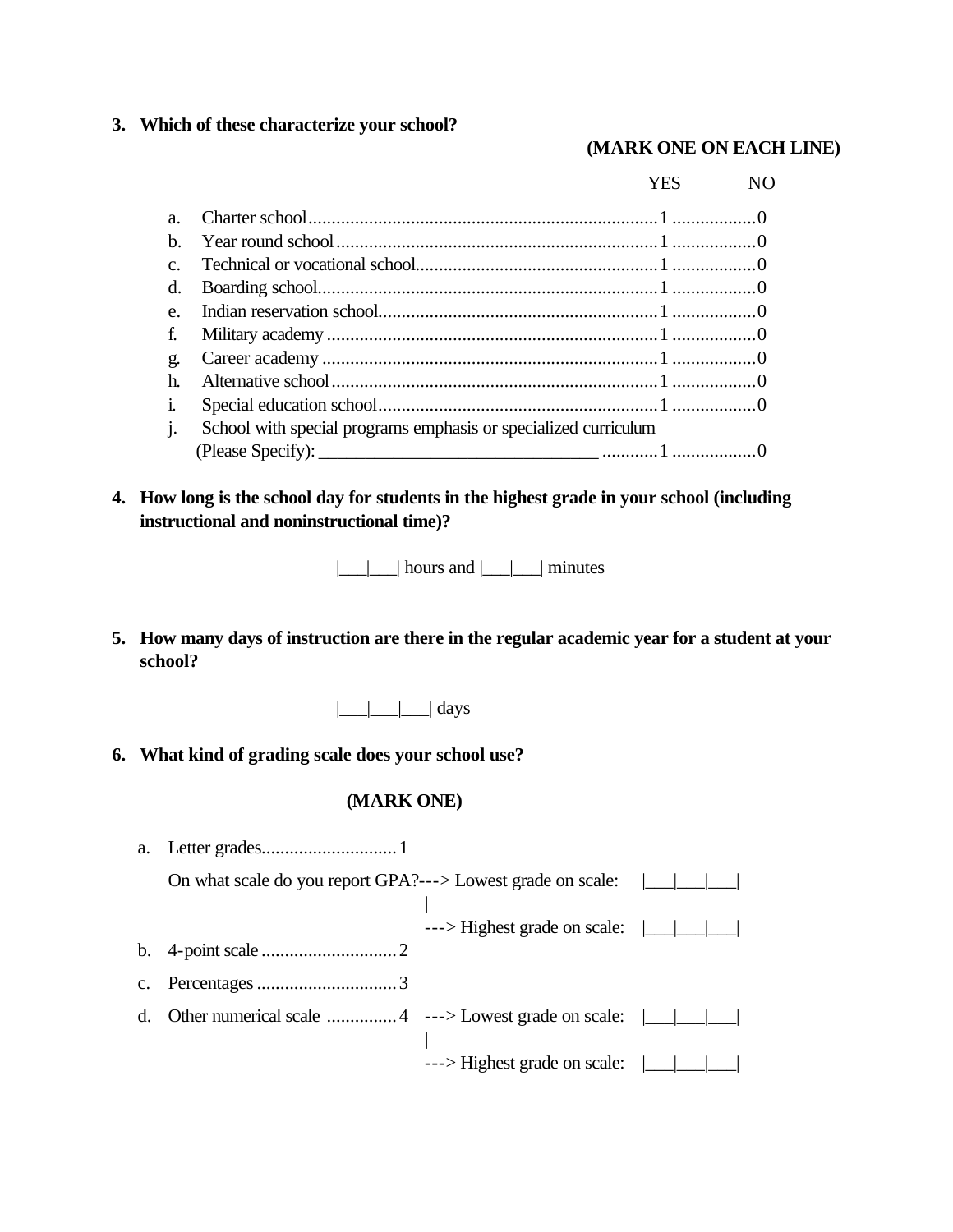**3. Which of these characterize your school?**

**(MARK ONE ON EACH LINE)**

| | | YES | NO |
|---|---|---|---|
| a. | Charter school | 1 | 0 |
| b. | Year round school | 1 | 0 |
| c. | Technical or vocational school | 1 | 0 |
| d. | Boarding school | 1 | 0 |
| e. | Indian reservation school | 1 | 0 |
| f. | Military academy | 1 | 0 |
| g. | Career academy | 1 | 0 |
| h. | Alternative school | 1 | 0 |
| i. | Special education school | 1 | 0 |
| j. | School with special programs emphasis or specialized curriculum (Please Specify): _______________________________ | 1 | 0 |

**4. How long is the school day for students in the highest grade in your school (including instructional and noninstructional time)?**

|___|___| hours and |___|___| minutes

**5. How many days of instruction are there in the regular academic year for a student at your school?**

|___|___|___| days

**6. What kind of grading scale does your school use?**

**(MARK ONE)**

a. Letter grades............................1

On what scale do you report GPA?---> Lowest grade on scale: |___|___|___|
---> Highest grade on scale: |___|___|___|

b. 4-point scale.............................2

c. Percentages..............................3

d. Other numerical scale ...............4 ---> Lowest grade on scale: |___|___|___|
---> Highest grade on scale: |___|___|___|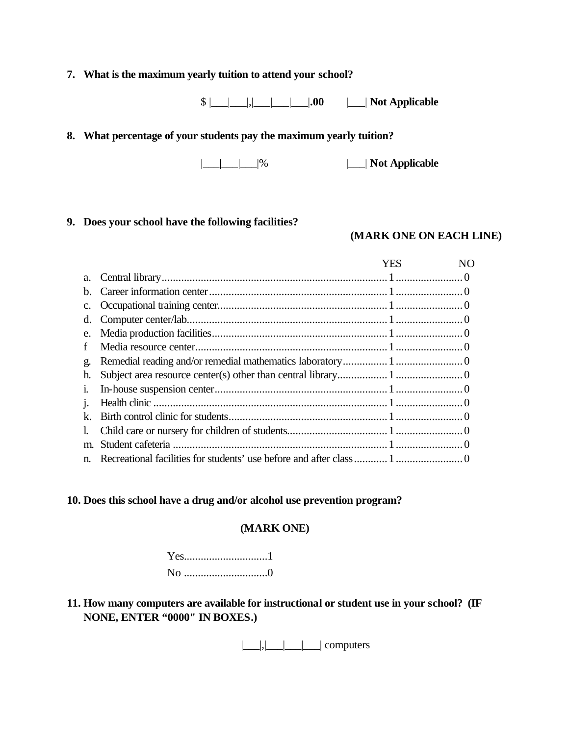**7. What is the maximum yearly tuition to attend your school?**

$ |___|___|,|___|___|___|**.00**  |___| **Not Applicable**

**8. What percentage of your students pay the maximum yearly tuition?**

|___|___|___|%  |___| **Not Applicable**

**9. Does your school have the following facilities?**

**(MARK ONE ON EACH LINE)**

| | | YES | NO |
|---|---|---|---|
| a. | Central library | 1 | 0 |
| b. | Career information center | 1 | 0 |
| c. | Occupational training center | 1 | 0 |
| d. | Computer center/lab | 1 | 0 |
| e. | Media production facilities | 1 | 0 |
| f | Media resource center | 1 | 0 |
| g. | Remedial reading and/or remedial mathematics laboratory | 1 | 0 |
| h. | Subject area resource center(s) other than central library | 1 | 0 |
| i. | In-house suspension center | 1 | 0 |
| j. | Health clinic | 1 | 0 |
| k. | Birth control clinic for students | 1 | 0 |
| l. | Child care or nursery for children of students | 1 | 0 |
| m. | Student cafeteria | 1 | 0 |
| n. | Recreational facilities for students' use before and after class | 1 | 0 |

**10. Does this school have a drug and/or alcohol use prevention program?**

**(MARK ONE)**

Yes.............................1
No .............................0

**11. How many computers are available for instructional or student use in your school? (IF NONE, ENTER "0000" IN BOXES.)**

|___|,|___|___|___| computers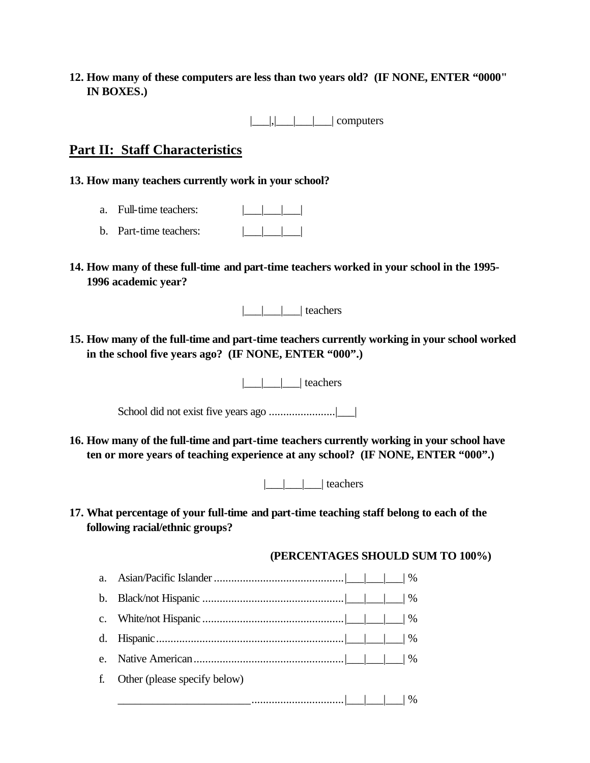**12. How many of these computers are less than two years old? (IF NONE, ENTER "0000" IN BOXES.)**

|___|,|___|___|___| computers

## Part II: Staff Characteristics

**13. How many teachers currently work in your school?**

a. Full-time teachers: |___|___|___|

b. Part-time teachers: |___|___|___|

**14. How many of these full-time and part-time teachers worked in your school in the 1995-1996 academic year?**

|___|___|___| teachers

**15. How many of the full-time and part-time teachers currently working in your school worked in the school five years ago? (IF NONE, ENTER "000".)**

|___|___|___| teachers

School did not exist five years ago ......................|___|

**16. How many of the full-time and part-time teachers currently working in your school have ten or more years of teaching experience at any school? (IF NONE, ENTER "000".)**

|___|___|___| teachers

**17. What percentage of your full-time and part-time teaching staff belong to each of the following racial/ethnic groups?**

**(PERCENTAGES SHOULD SUM TO 100%)**

a. Asian/Pacific Islander ............................................|___|___|___| %

b. Black/not Hispanic ................................................|___|___|___| %

c. White/not Hispanic ................................................|___|___|___| %

d. Hispanic.................................................................|___|___|___| %

e. Native American....................................................|___|___|___| %

f. Other (please specify below)

_______________________ ...............................|___|___|___| %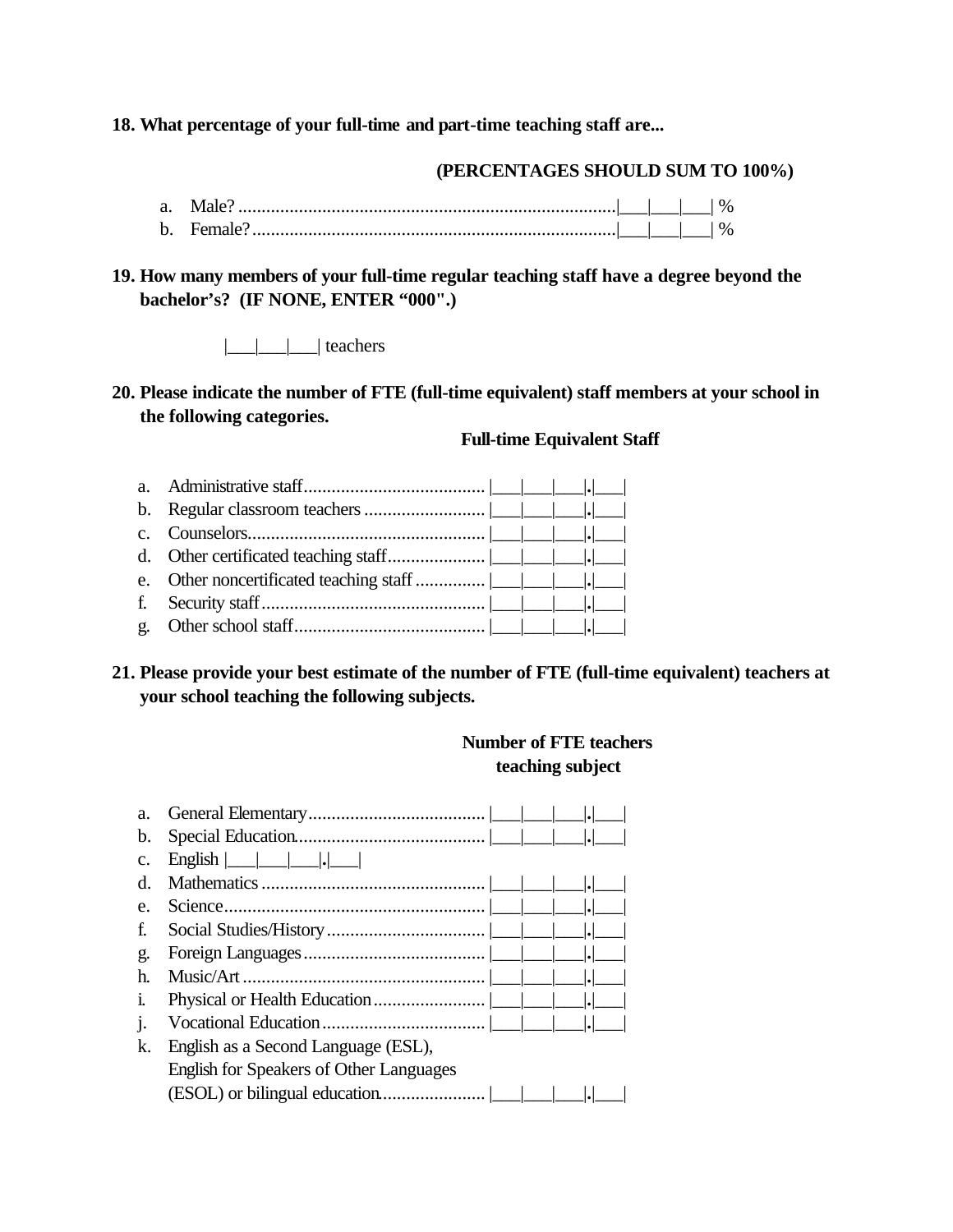**18. What percentage of your full-time and part-time teaching staff are...**

**(PERCENTAGES SHOULD SUM TO 100%)**

a. Male? .................................................................................|___|___|___| %
b. Female? ..............................................................................|___|___|___| %

**19. How many members of your full-time regular teaching staff have a degree beyond the bachelor's? (IF NONE, ENTER "000".)**

|___|___|___| teachers

**20. Please indicate the number of FTE (full-time equivalent) staff members at your school in the following categories.**

**Full-time Equivalent Staff**

a. Administrative staff....................................... |___|___|___|.|___|
b. Regular classroom teachers .......................... |___|___|___|.|___|
c. Counselors................................................... |___|___|___|.|___|
d. Other certificated teaching staff..................... |___|___|___|.|___|
e. Other noncertificated teaching staff ............... |___|___|___|.|___|
f. Security staff................................................ |___|___|___|.|___|
g. Other school staff......................................... |___|___|___|.|___|

**21. Please provide your best estimate of the number of FTE (full-time equivalent) teachers at your school teaching the following subjects.**

**Number of FTE teachers teaching subject**

a. General Elementary...................................... |___|___|___|.|___|
b. Special Education......................................... |___|___|___|.|___|
c. English |___|___|___|.|___|
d. Mathematics ................................................ |___|___|___|.|___|
e. Science........................................................ |___|___|___|.|___|
f. Social Studies/History.................................. |___|___|___|.|___|
g. Foreign Languages....................................... |___|___|___|.|___|
h. Music/Art .................................................... |___|___|___|.|___|
i. Physical or Health Education ........................ |___|___|___|.|___|
j. Vocational Education ................................... |___|___|___|.|___|
k. English as a Second Language (ESL), English for Speakers of Other Languages (ESOL) or bilingual education...................... |___|___|___|.|___|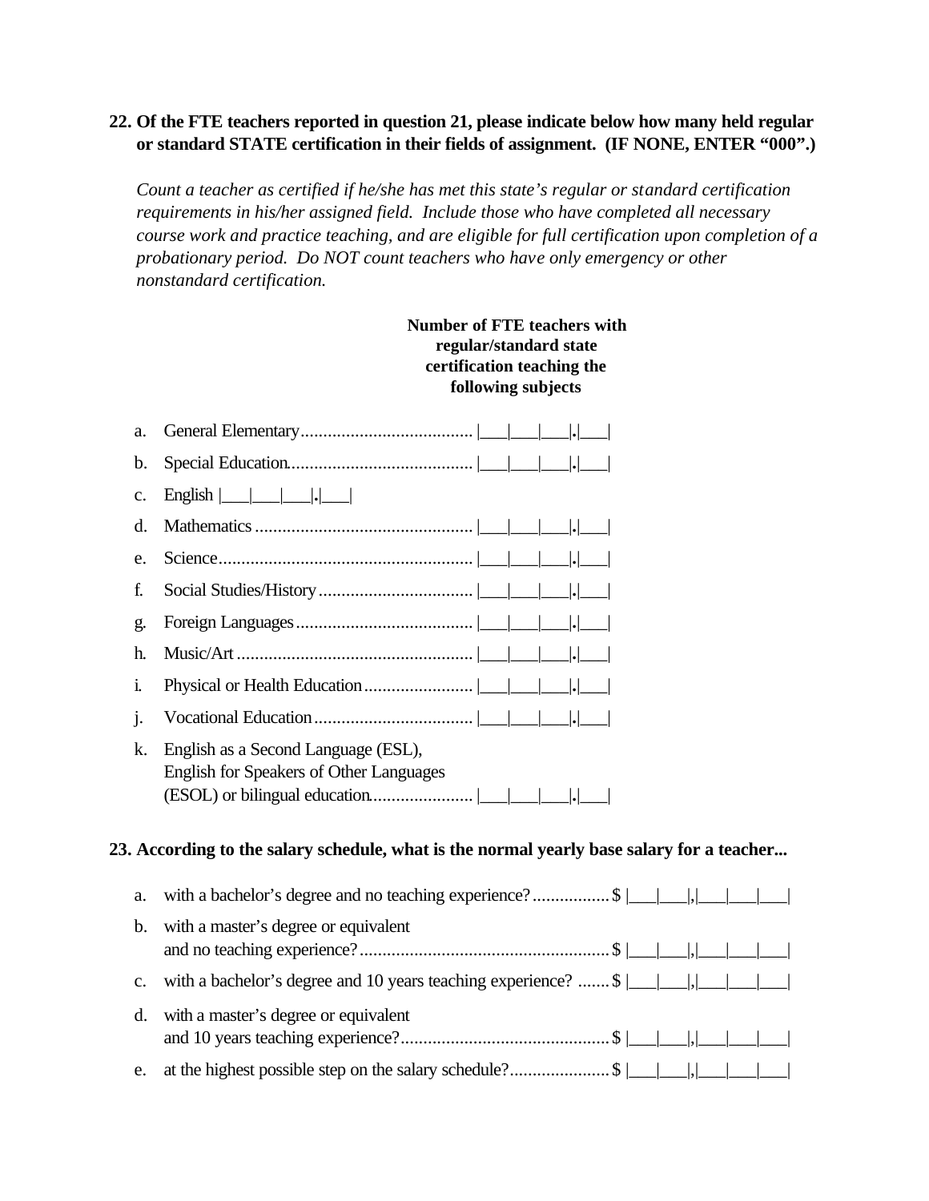**22. Of the FTE teachers reported in question 21, please indicate below how many held regular or standard STATE certification in their fields of assignment. (IF NONE, ENTER "000".)**

*Count a teacher as certified if he/she has met this state's regular or standard certification requirements in his/her assigned field. Include those who have completed all necessary course work and practice teaching, and are eligible for full certification upon completion of a probationary period. Do NOT count teachers who have only emergency or other nonstandard certification.*

**Number of FTE teachers with regular/standard state certification teaching the following subjects**

a. General Elementary...................................... |___|___|___|.|___|

b. Special Education......................................... |___|___|___|.|___|

c. English |___|___|___|.|___|

d. Mathematics ................................................ |___|___|___|.|___|

e. Science........................................................ |___|___|___|.|___|

f. Social Studies/History.................................. |___|___|___|.|___|

g. Foreign Languages....................................... |___|___|___|.|___|

h. Music/Art .................................................... |___|___|___|.|___|

i. Physical or Health Education........................ |___|___|___|.|___|

j. Vocational Education................................... |___|___|___|.|___|

k. English as a Second Language (ESL), English for Speakers of Other Languages (ESOL) or bilingual education...................... |___|___|___|.|___|

**23. According to the salary schedule, what is the normal yearly base salary for a teacher...**

a. with a bachelor's degree and no teaching experience?................ $ |___|___|,|___|___|___|

b. with a master's degree or equivalent and no teaching experience?....................................................... $ |___|___|,|___|___|___|

c. with a bachelor's degree and 10 years teaching experience? ....... $ |___|___|,|___|___|___|

d. with a master's degree or equivalent and 10 years teaching experience?............................................. $ |___|___|,|___|___|___|

e. at the highest possible step on the salary schedule?..................... $ |___|___|,|___|___|___|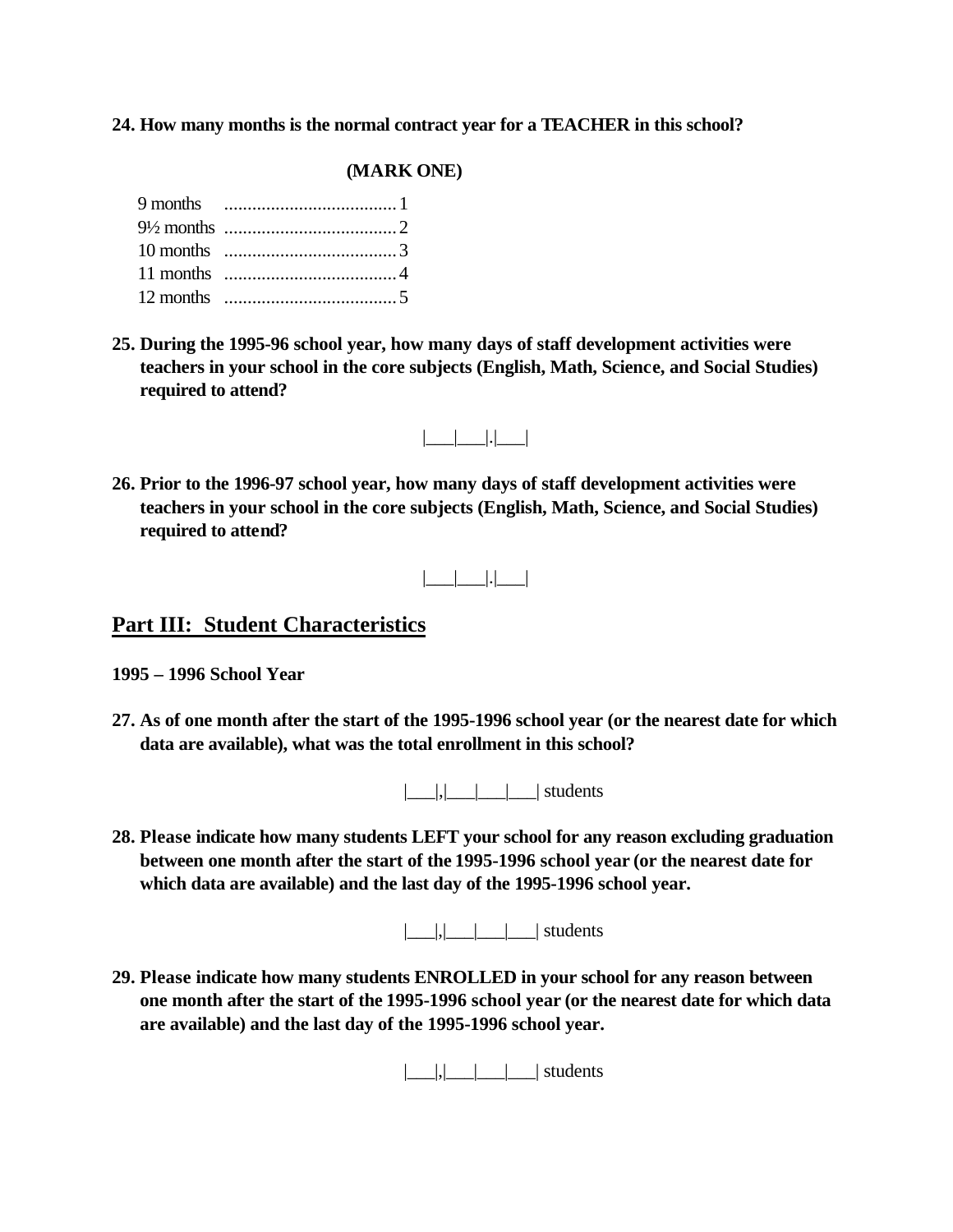**24. How many months is the normal contract year for a TEACHER in this school?**

**(MARK ONE)**

9 months .................................... 1
9½ months .................................... 2
10 months .................................... 3
11 months .................................... 4
12 months .................................... 5

**25. During the 1995-96 school year, how many days of staff development activities were teachers in your school in the core subjects (English, Math, Science, and Social Studies) required to attend?**

|___|___|.|___|

**26. Prior to the 1996-97 school year, how many days of staff development activities were teachers in your school in the core subjects (English, Math, Science, and Social Studies) required to attend?**

|___|___|.|___|

## Part III: Student Characteristics

**1995 – 1996 School Year**

**27. As of one month after the start of the 1995-1996 school year (or the nearest date for which data are available), what was the total enrollment in this school?**

|___|,|___|___|___| students

**28. Please indicate how many students LEFT your school for any reason excluding graduation between one month after the start of the 1995-1996 school year (or the nearest date for which data are available) and the last day of the 1995-1996 school year.**

|___|,|___|___|___| students

**29. Please indicate how many students ENROLLED in your school for any reason between one month after the start of the 1995-1996 school year (or the nearest date for which data are available) and the last day of the 1995-1996 school year.**

|___|,|___|___|___| students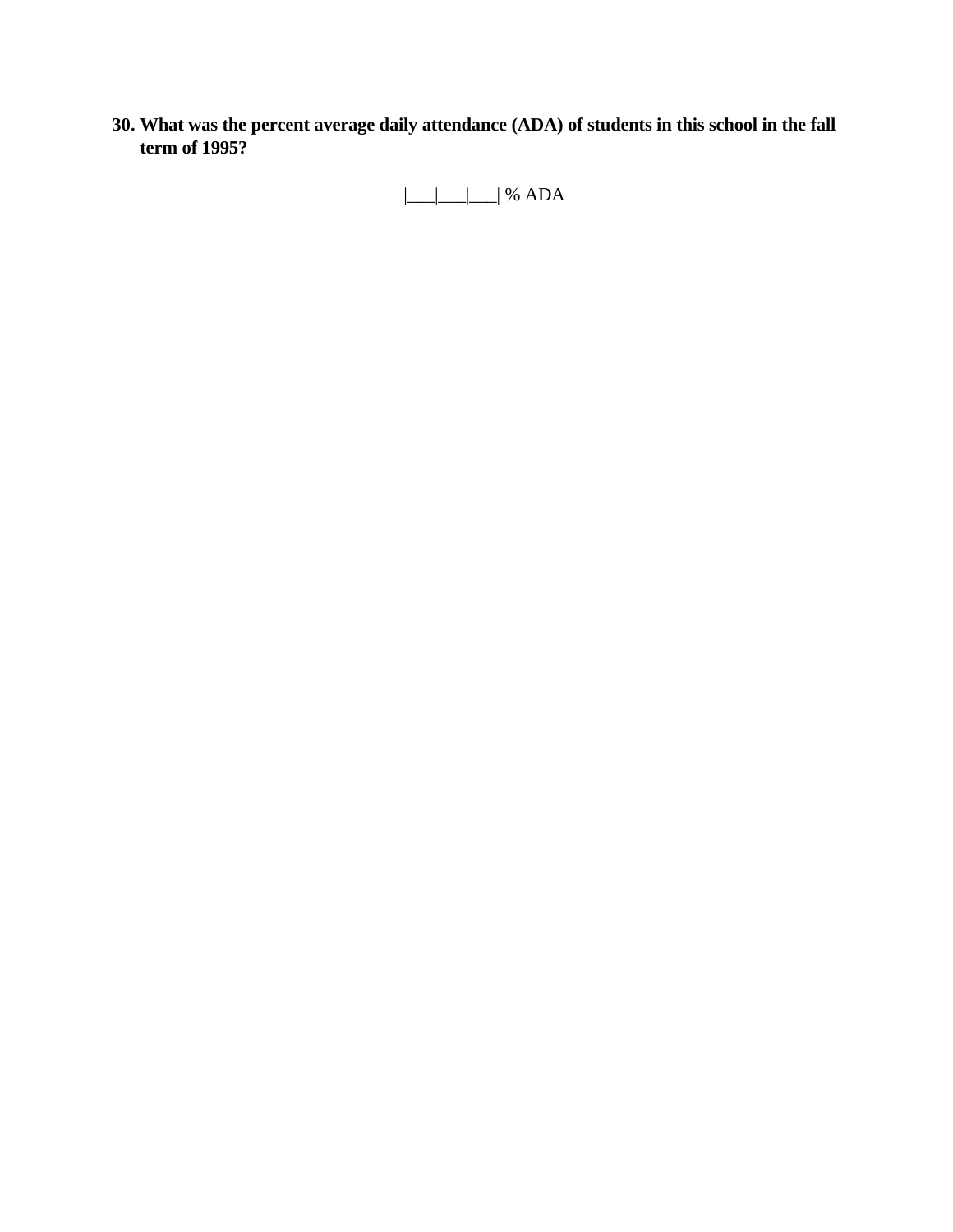**30. What was the percent average daily attendance (ADA) of students in this school in the fall term of 1995?**

|___|___|___| % ADA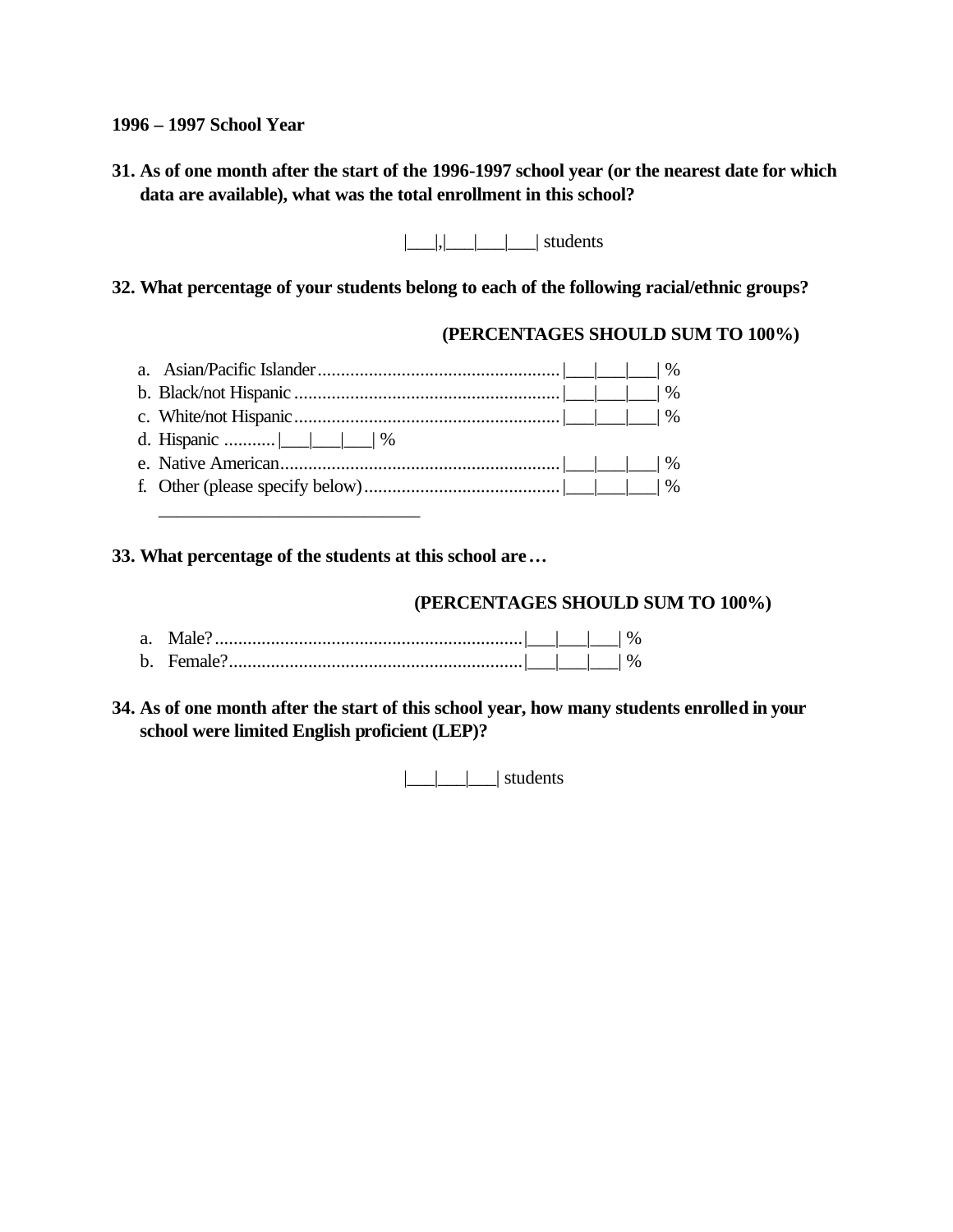**1996 – 1997 School Year**

**31. As of one month after the start of the 1996-1997 school year (or the nearest date for which data are available), what was the total enrollment in this school?**

|___|,|___|___|___| students

**32. What percentage of your students belong to each of the following racial/ethnic groups?**

**(PERCENTAGES SHOULD SUM TO 100%)**

a. Asian/Pacific Islander.................................................... |___|___|___| %
b. Black/not Hispanic ......................................................... |___|___|___| %
c. White/not Hispanic......................................................... |___|___|___| %
d. Hispanic ........... |___|___|___| %
e. Native American............................................................ |___|___|___| %
f. Other (please specify below).......................................... |___|___|___| %

_____________________________

**33. What percentage of the students at this school are…**

**(PERCENTAGES SHOULD SUM TO 100%)**

a. Male?.................................................................. |___|___|___| %
b. Female?............................................................... |___|___|___| %

**34. As of one month after the start of this school year, how many students enrolled in your school were limited English proficient (LEP)?**

|___|___|___| students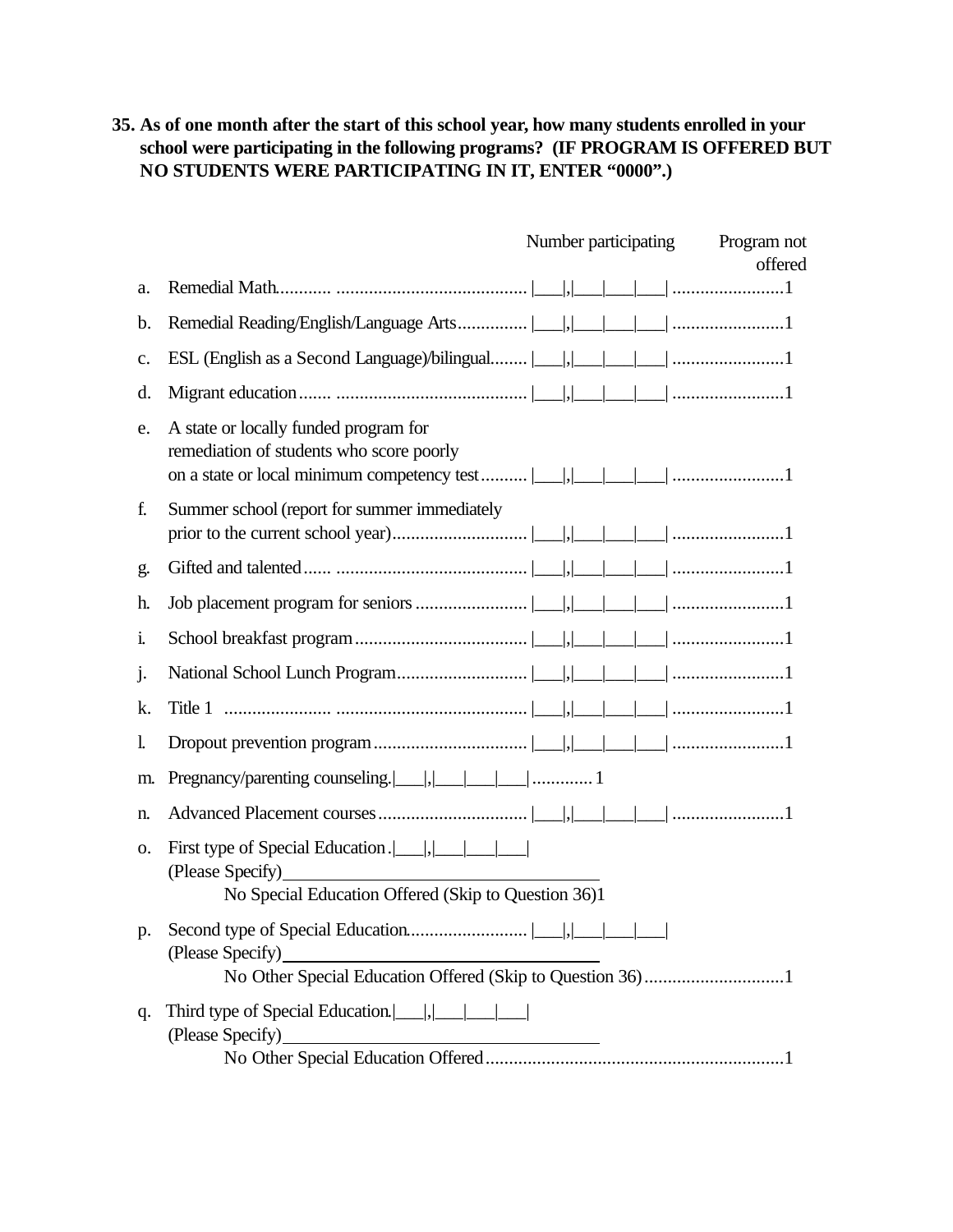**35. As of one month after the start of this school year, how many students enrolled in your school were participating in the following programs? (IF PROGRAM IS OFFERED BUT NO STUDENTS WERE PARTICIPATING IN IT, ENTER "0000".)**

| | | Number participating | Program not offered |
|---|---|---|---|
| a. | Remedial Math | \|___\|,\|___\|___\|___\| | 1 |
| b. | Remedial Reading/English/Language Arts | \|___\|,\|___\|___\|___\| | 1 |
| c. | ESL (English as a Second Language)/bilingual | \|___\|,\|___\|___\|___\| | 1 |
| d. | Migrant education | \|___\|,\|___\|___\|___\| | 1 |
| e. | A state or locally funded program for remediation of students who score poorly on a state or local minimum competency test | \|___\|,\|___\|___\|___\| | 1 |
| f. | Summer school (report for summer immediately prior to the current school year) | \|___\|,\|___\|___\|___\| | 1 |
| g. | Gifted and talented | \|___\|,\|___\|___\|___\| | 1 |
| h. | Job placement program for seniors | \|___\|,\|___\|___\|___\| | 1 |
| i. | School breakfast program | \|___\|,\|___\|___\|___\| | 1 |
| j. | National School Lunch Program | \|___\|,\|___\|___\|___\| | 1 |
| k. | Title 1 | \|___\|,\|___\|___\|___\| | 1 |
| l. | Dropout prevention program | \|___\|,\|___\|___\|___\| | 1 |
| m. | Pregnancy/parenting counseling | \|___\|,\|___\|___\|___\| | 1 |
| n. | Advanced Placement courses | \|___\|,\|___\|___\|___\| | 1 |
| o. | First type of Special Education (Please Specify)________________ | \|___\|,\|___\|___\|___\| | |
| | No Special Education Offered (Skip to Question 36) | | 1 |
| p. | Second type of Special Education (Please Specify)________________ | \|___\|,\|___\|___\|___\| | |
| | No Other Special Education Offered (Skip to Question 36) | | 1 |
| q. | Third type of Special Education (Please Specify)________________ | \|___\|,\|___\|___\|___\| | |
| | No Other Special Education Offered | | 1 |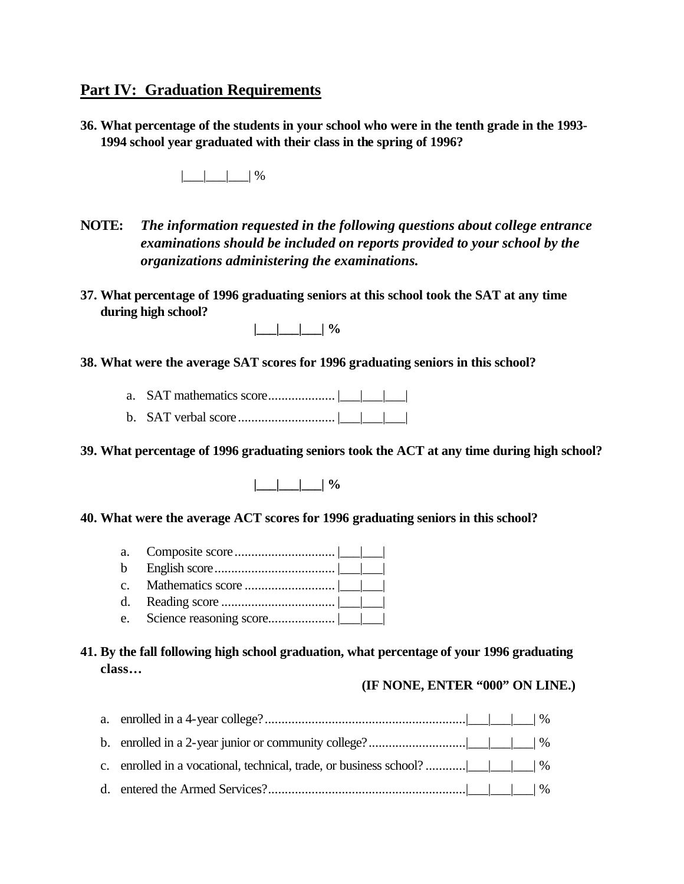## Part IV: Graduation Requirements

**36. What percentage of the students in your school who were in the tenth grade in the 1993-1994 school year graduated with their class in the spring of 1996?**

|___|___|___| %

**NOTE:** ***The information requested in the following questions about college entrance examinations should be included on reports provided to your school by the organizations administering the examinations.***

**37. What percentage of 1996 graduating seniors at this school took the SAT at any time during high school?**

**|___|___|___| %**

**38. What were the average SAT scores for 1996 graduating seniors in this school?**

a. SAT mathematics score.................... |___|___|___|

b. SAT verbal score............................. |___|___|___|

**39. What percentage of 1996 graduating seniors took the ACT at any time during high school?**

**|___|___|___| %**

**40. What were the average ACT scores for 1996 graduating seniors in this school?**

a. Composite score............................. |___|___|

b English score.................................... |___|___|

c. Mathematics score ........................... |___|___|

d. Reading score .................................. |___|___|

e. Science reasoning score.................... |___|___|

**41. By the fall following high school graduation, what percentage of your 1996 graduating class…**

**(IF NONE, ENTER "000" ON LINE.)**

a. enrolled in a 4-year college?............................................................|___|___|___| %

b. enrolled in a 2-year junior or community college?............................|___|___|___| %

c. enrolled in a vocational, technical, trade, or business school? ............|___|___|___| %

d. entered the Armed Services?...........................................................|___|___|___| %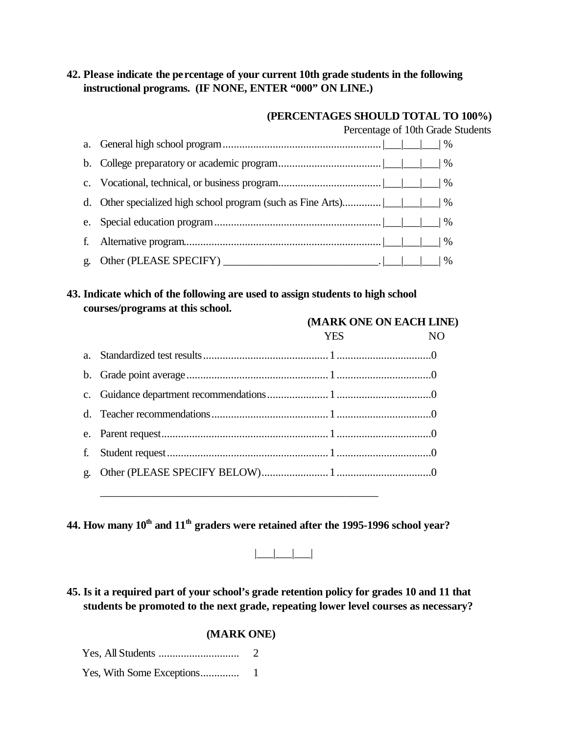**42. Please indicate the percentage of your current 10th grade students in the following instructional programs. (IF NONE, ENTER “000” ON LINE.)**

**(PERCENTAGES SHOULD TOTAL TO 100%)**

| | Percentage of 10th Grade Students |
|---|---|
| a. General high school program | \|___\|___\|___\| % |
| b. College preparatory or academic program | \|___\|___\|___\| % |
| c. Vocational, technical, or business program | \|___\|___\|___\| % |
| d. Other specialized high school program (such as Fine Arts) | \|___\|___\|___\| % |
| e. Special education program | \|___\|___\|___\| % |
| f. Alternative program | \|___\|___\|___\| % |
| g. Other (PLEASE SPECIFY) ____________________________ | \|___\|___\|___\| % |

**43. Indicate which of the following are used to assign students to high school courses/programs at this school.**

**(MARK ONE ON EACH LINE)**

| | YES | NO |
|---|---|---|
| a. Standardized test results | 1 | 0 |
| b. Grade point average | 1 | 0 |
| c. Guidance department recommendations | 1 | 0 |
| d. Teacher recommendations | 1 | 0 |
| e. Parent request | 1 | 0 |
| f. Student request | 1 | 0 |
| g. Other (PLEASE SPECIFY BELOW) | 1 | 0 |

____________________________________________________

**44. How many 10th and 11th graders were retained after the 1995-1996 school year?**

|___|___|___|

**45. Is it a required part of your school’s grade retention policy for grades 10 and 11 that students be promoted to the next grade, repeating lower level courses as necessary?**

**(MARK ONE)**

Yes, All Students ............................ 2

Yes, With Some Exceptions............. 1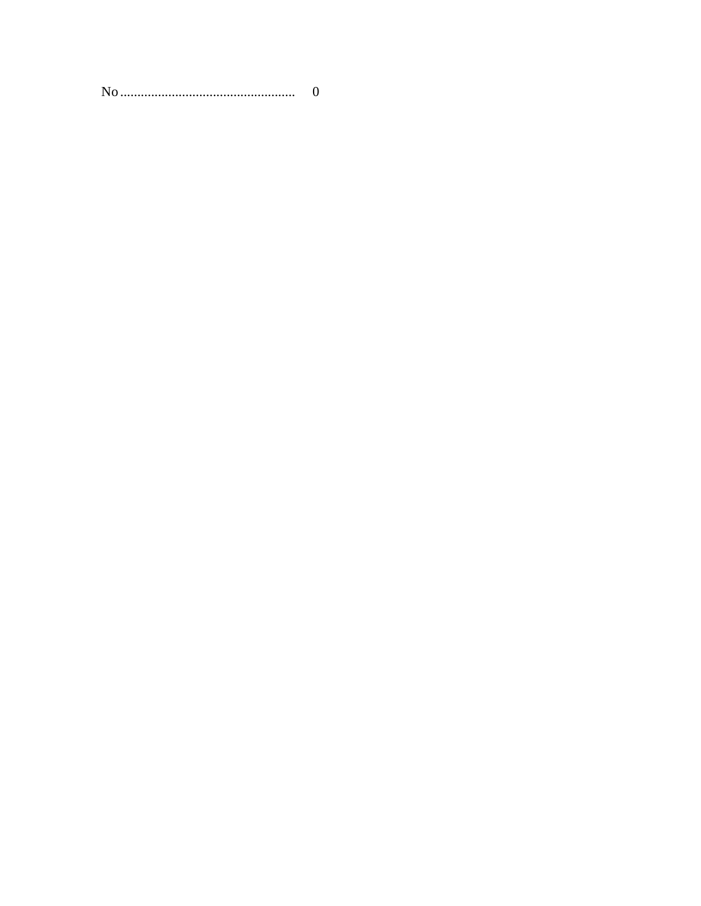No.................................................... 0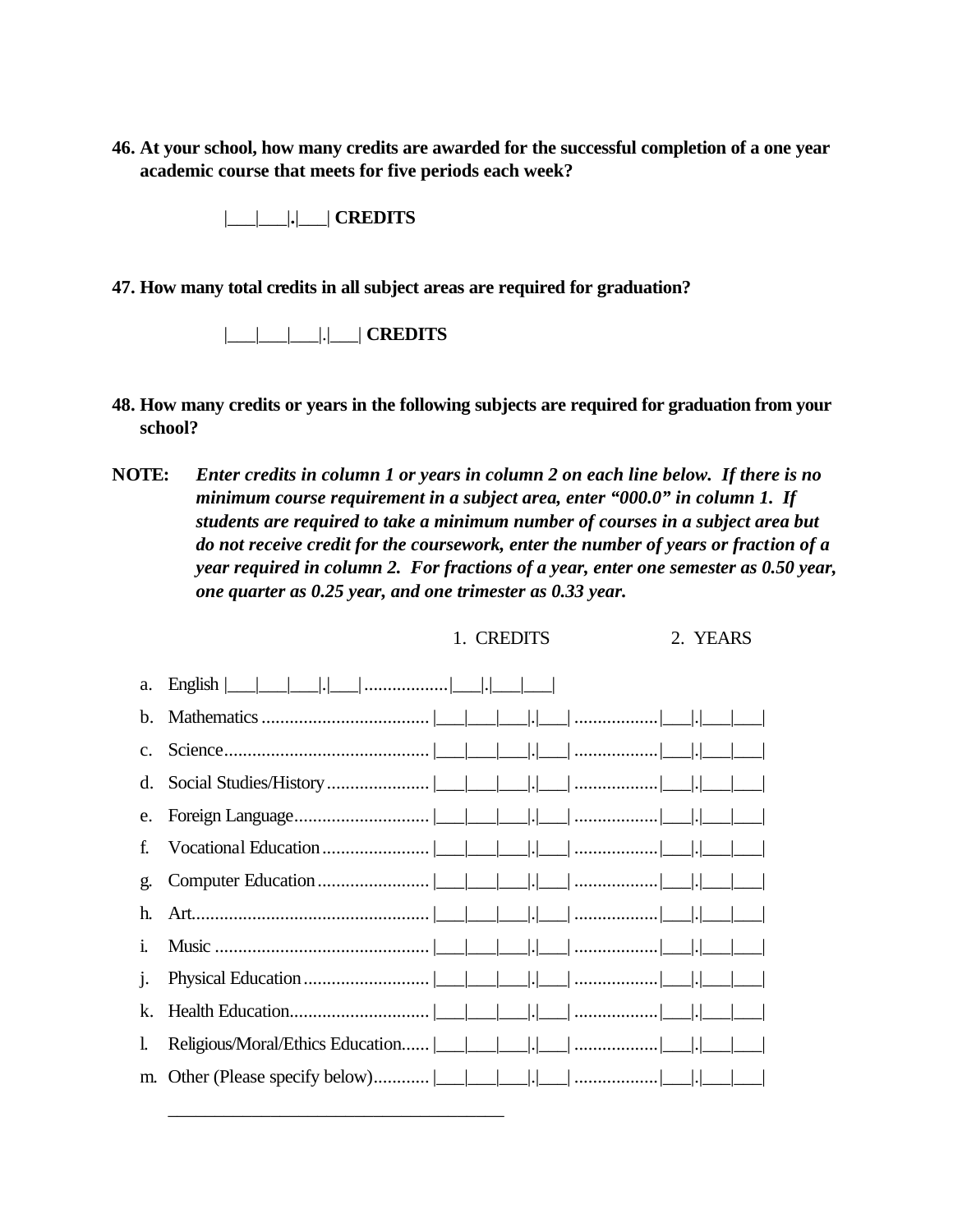**46. At your school, how many credits are awarded for the successful completion of a one year academic course that meets for five periods each week?**

|___|___|.|___| **CREDITS**

**47. How many total credits in all subject areas are required for graduation?**

|___|___|___|.|___| **CREDITS**

**48. How many credits or years in the following subjects are required for graduation from your school?**

**NOTE:** ***Enter credits in column 1 or years in column 2 on each line below. If there is no minimum course requirement in a subject area, enter "000.0" in column 1. If students are required to take a minimum number of courses in a subject area but do not receive credit for the coursework, enter the number of years or fraction of a year required in column 2. For fractions of a year, enter one semester as 0.50 year, one quarter as 0.25 year, and one trimester as 0.33 year.***

| | | 1. CREDITS | 2. YEARS |
|---|---|---|---|
| a. | English | \|___\|___\|___\|.\|___\| | \|___\|.\|___\|___\| |
| b. | Mathematics | \|___\|___\|___\|.\|___\| | \|___\|.\|___\|___\| |
| c. | Science | \|___\|___\|___\|.\|___\| | \|___\|.\|___\|___\| |
| d. | Social Studies/History | \|___\|___\|___\|.\|___\| | \|___\|.\|___\|___\| |
| e. | Foreign Language | \|___\|___\|___\|.\|___\| | \|___\|.\|___\|___\| |
| f. | Vocational Education | \|___\|___\|___\|.\|___\| | \|___\|.\|___\|___\| |
| g. | Computer Education | \|___\|___\|___\|.\|___\| | \|___\|.\|___\|___\| |
| h. | Art | \|___\|___\|___\|.\|___\| | \|___\|.\|___\|___\| |
| i. | Music | \|___\|___\|___\|.\|___\| | \|___\|.\|___\|___\| |
| j. | Physical Education | \|___\|___\|___\|.\|___\| | \|___\|.\|___\|___\| |
| k. | Health Education | \|___\|___\|___\|.\|___\| | \|___\|.\|___\|___\| |
| l. | Religious/Moral/Ethics Education | \|___\|___\|___\|.\|___\| | \|___\|.\|___\|___\| |
| m. | Other (Please specify below) | \|___\|___\|___\|.\|___\| | \|___\|.\|___\|___\| |

_______________________________________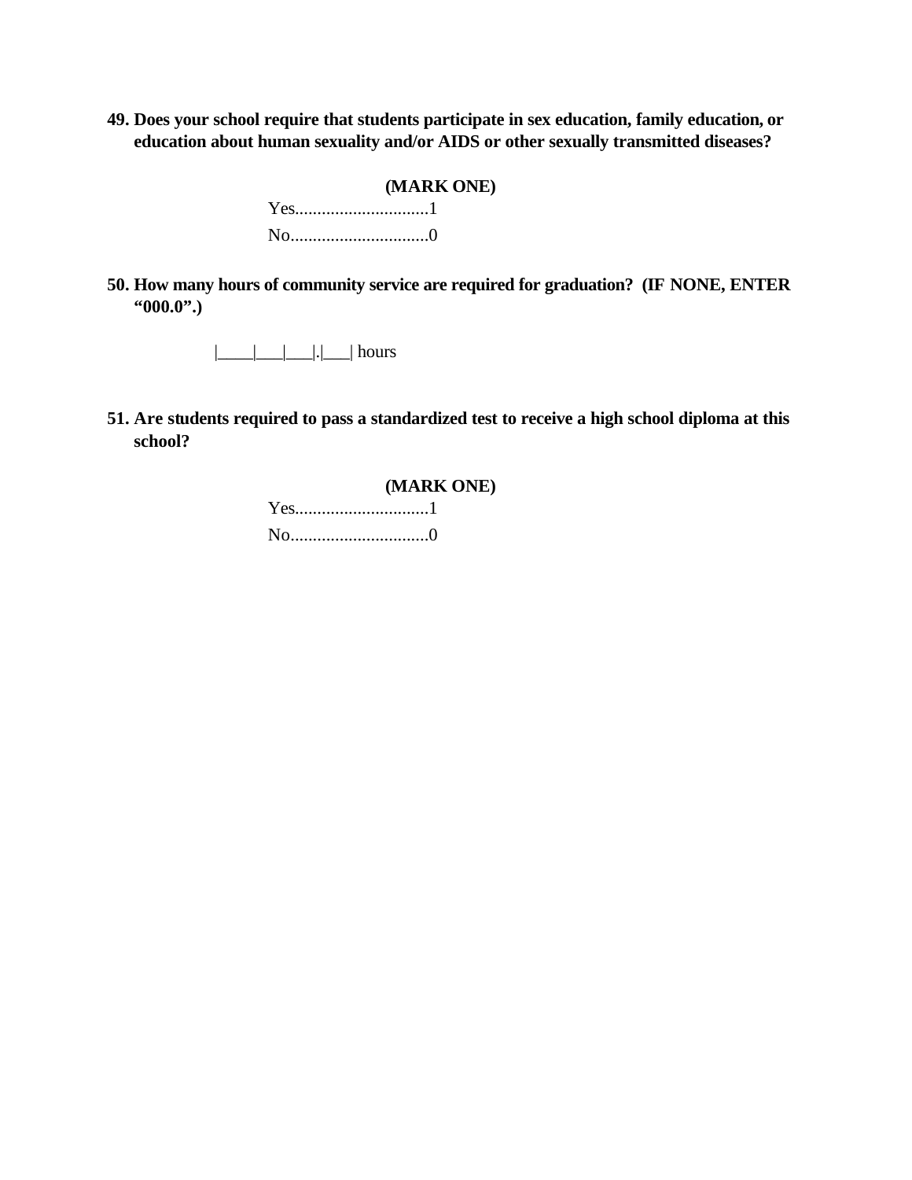**49. Does your school require that students participate in sex education, family education, or education about human sexuality and/or AIDS or other sexually transmitted diseases?**

**(MARK ONE)**

Yes..............................1

No...............................0

**50. How many hours of community service are required for graduation? (IF NONE, ENTER "000.0".)**

|____|___|___|.|___| hours

**51. Are students required to pass a standardized test to receive a high school diploma at this school?**

**(MARK ONE)**

Yes..............................1

No...............................0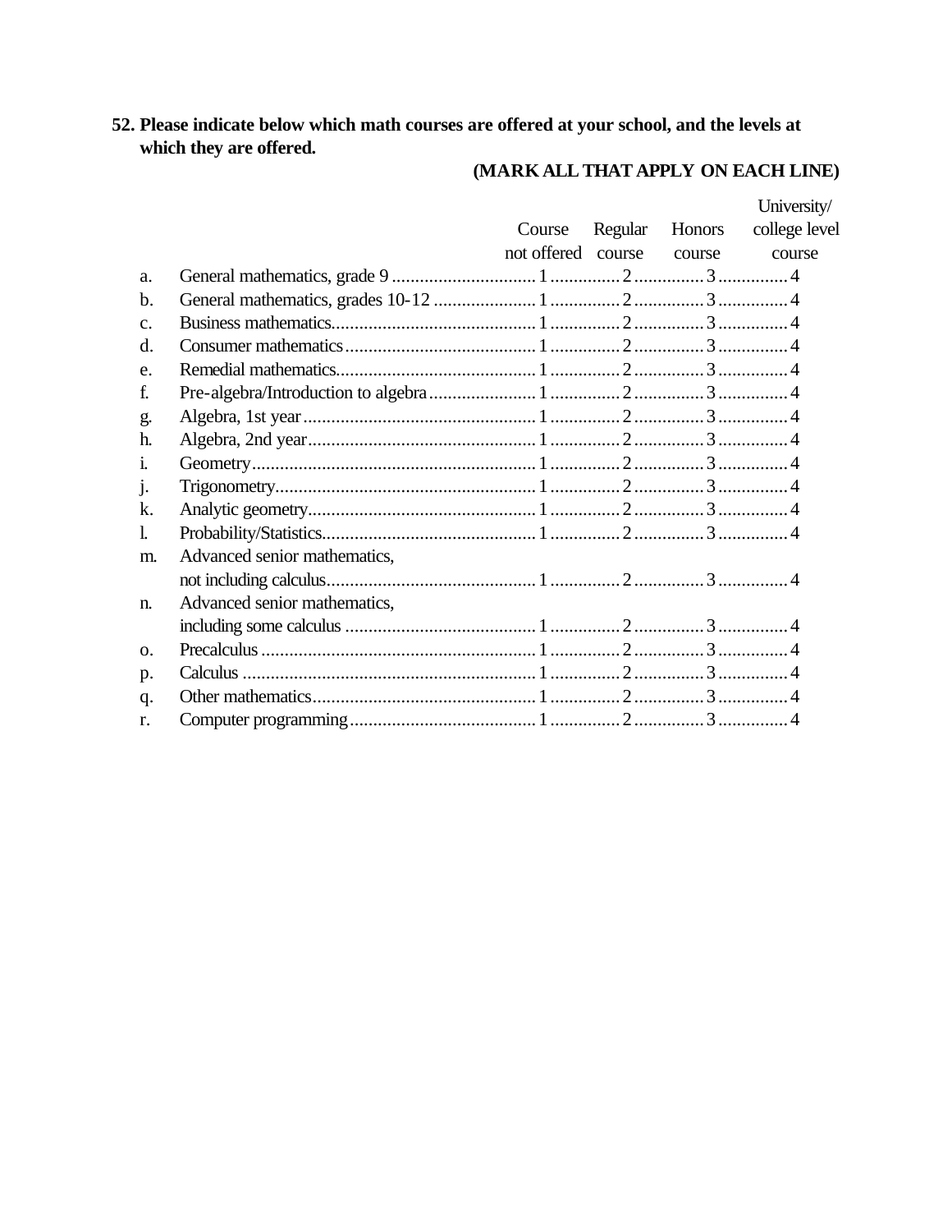**52. Please indicate below which math courses are offered at your school, and the levels at which they are offered.**

**(MARK ALL THAT APPLY ON EACH LINE)**

| | | Course not offered | Regular course | Honors course | University/ college level course |
|---|---|---|---|---|---|
| a. | General mathematics, grade 9 | 1 | 2 | 3 | 4 |
| b. | General mathematics, grades 10-12 | 1 | 2 | 3 | 4 |
| c. | Business mathematics | 1 | 2 | 3 | 4 |
| d. | Consumer mathematics | 1 | 2 | 3 | 4 |
| e. | Remedial mathematics | 1 | 2 | 3 | 4 |
| f. | Pre-algebra/Introduction to algebra | 1 | 2 | 3 | 4 |
| g. | Algebra, 1st year | 1 | 2 | 3 | 4 |
| h. | Algebra, 2nd year | 1 | 2 | 3 | 4 |
| i. | Geometry | 1 | 2 | 3 | 4 |
| j. | Trigonometry | 1 | 2 | 3 | 4 |
| k. | Analytic geometry | 1 | 2 | 3 | 4 |
| l. | Probability/Statistics | 1 | 2 | 3 | 4 |
| m. | Advanced senior mathematics, not including calculus | 1 | 2 | 3 | 4 |
| n. | Advanced senior mathematics, including some calculus | 1 | 2 | 3 | 4 |
| o. | Precalculus | 1 | 2 | 3 | 4 |
| p. | Calculus | 1 | 2 | 3 | 4 |
| q. | Other mathematics | 1 | 2 | 3 | 4 |
| r. | Computer programming | 1 | 2 | 3 | 4 |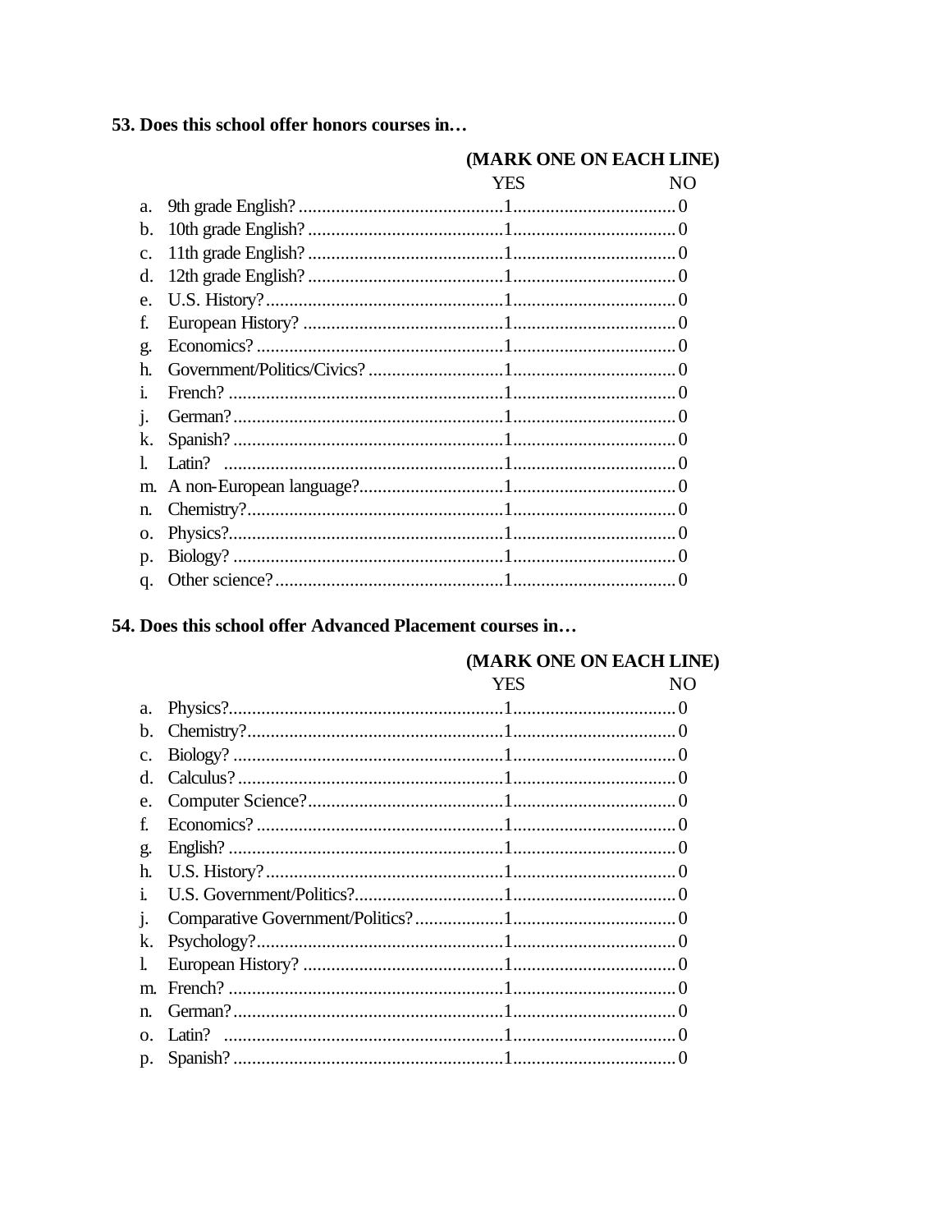**53. Does this school offer honors courses in…**

| | (MARK ONE ON EACH LINE) YES | NO |
|---|---|---|
| a. 9th grade English? | 1 | 0 |
| b. 10th grade English? | 1 | 0 |
| c. 11th grade English? | 1 | 0 |
| d. 12th grade English? | 1 | 0 |
| e. U.S. History? | 1 | 0 |
| f. European History? | 1 | 0 |
| g. Economics? | 1 | 0 |
| h. Government/Politics/Civics? | 1 | 0 |
| i. French? | 1 | 0 |
| j. German? | 1 | 0 |
| k. Spanish? | 1 | 0 |
| l. Latin? | 1 | 0 |
| m. A non-European language? | 1 | 0 |
| n. Chemistry? | 1 | 0 |
| o. Physics? | 1 | 0 |
| p. Biology? | 1 | 0 |
| q. Other science? | 1 | 0 |

**54. Does this school offer Advanced Placement courses in…**

| | (MARK ONE ON EACH LINE) YES | NO |
|---|---|---|
| a. Physics? | 1 | 0 |
| b. Chemistry? | 1 | 0 |
| c. Biology? | 1 | 0 |
| d. Calculus? | 1 | 0 |
| e. Computer Science? | 1 | 0 |
| f. Economics? | 1 | 0 |
| g. English? | 1 | 0 |
| h. U.S. History? | 1 | 0 |
| i. U.S. Government/Politics? | 1 | 0 |
| j. Comparative Government/Politics? | 1 | 0 |
| k. Psychology? | 1 | 0 |
| l. European History? | 1 | 0 |
| m. French? | 1 | 0 |
| n. German? | 1 | 0 |
| o. Latin? | 1 | 0 |
| p. Spanish? | 1 | 0 |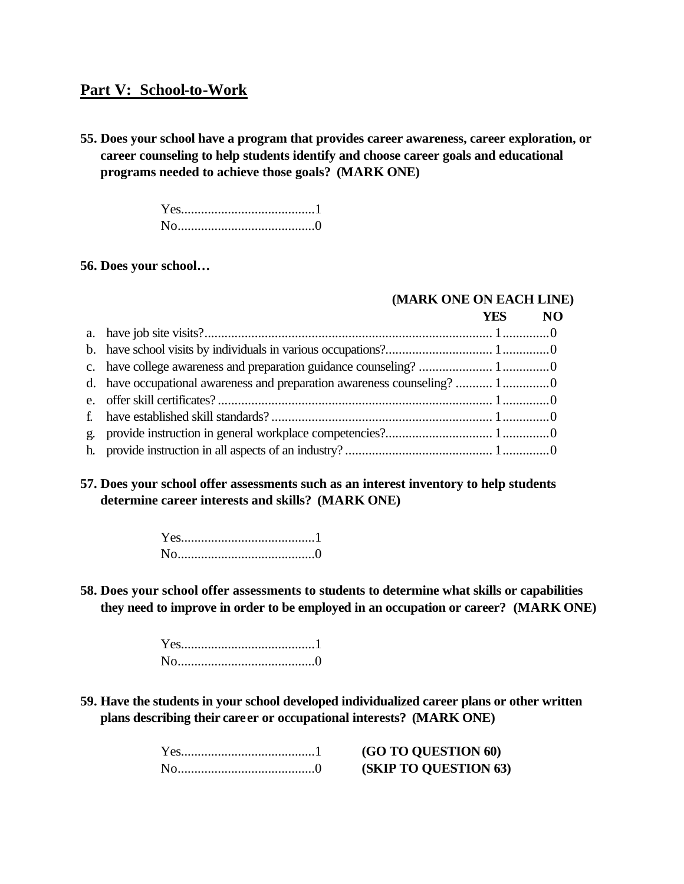## Part V: School-to-Work

**55. Does your school have a program that provides career awareness, career exploration, or career counseling to help students identify and choose career goals and educational programs needed to achieve those goals? (MARK ONE)**

Yes........................................1
No.........................................0

**56. Does your school…**

| | (MARK ONE ON EACH LINE) YES | NO |
|---|---|---|
| a. have job site visits? | 1 | 0 |
| b. have school visits by individuals in various occupations? | 1 | 0 |
| c. have college awareness and preparation guidance counseling? | 1 | 0 |
| d. have occupational awareness and preparation awareness counseling? | 1 | 0 |
| e. offer skill certificates? | 1 | 0 |
| f. have established skill standards? | 1 | 0 |
| g. provide instruction in general workplace competencies? | 1 | 0 |
| h. provide instruction in all aspects of an industry? | 1 | 0 |

**57. Does your school offer assessments such as an interest inventory to help students determine career interests and skills? (MARK ONE)**

Yes........................................1
No.........................................0

**58. Does your school offer assessments to students to determine what skills or capabilities they need to improve in order to be employed in an occupation or career? (MARK ONE)**

Yes........................................1
No.........................................0

**59. Have the students in your school developed individualized career plans or other written plans describing their career or occupational interests? (MARK ONE)**

Yes........................................1 **(GO TO QUESTION 60)**
No.........................................0 **(SKIP TO QUESTION 63)**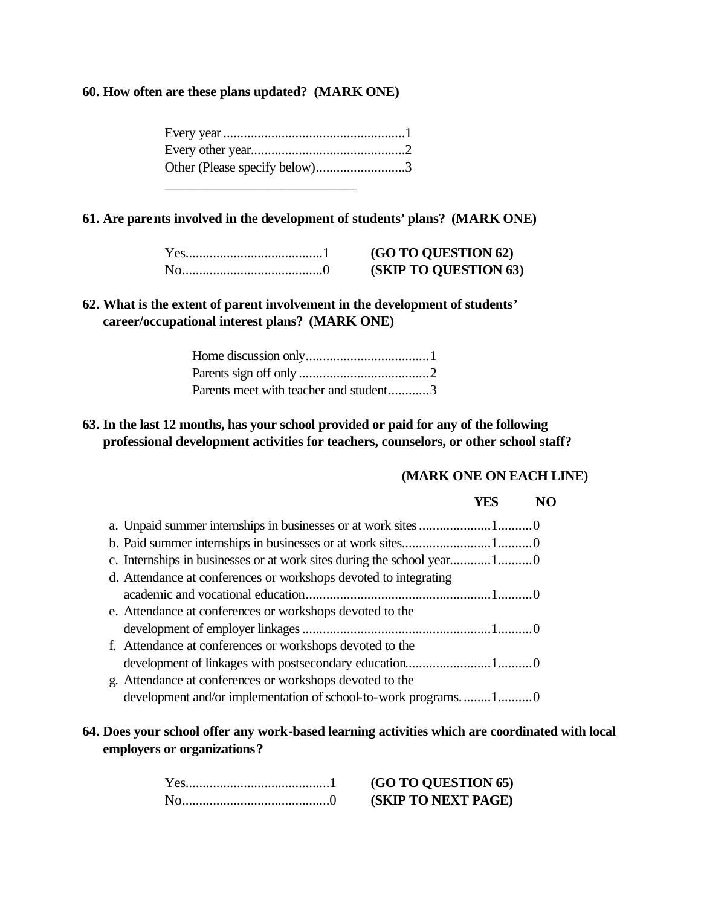**60. How often are these plans updated? (MARK ONE)**

Every year .....................................................1
Every other year.............................................2
Other (Please specify below)..........................3

\_\_\_\_\_\_\_\_\_\_\_\_\_\_\_\_\_\_\_\_\_\_\_\_\_\_\_\_\_\_

**61. Are parents involved in the development of students' plans? (MARK ONE)**

Yes........................................1 **(GO TO QUESTION 62)**
No.........................................0 **(SKIP TO QUESTION 63)**

**62. What is the extent of parent involvement in the development of students' career/occupational interest plans? (MARK ONE)**

Home discussion only....................................1
Parents sign off only ......................................2
Parents meet with teacher and student............3

**63. In the last 12 months, has your school provided or paid for any of the following professional development activities for teachers, counselors, or other school staff?**

**(MARK ONE ON EACH LINE)**

| | **YES** | **NO** |
|---|---|---|
| a. Unpaid summer internships in businesses or at work sites | 1 | 0 |
| b. Paid summer internships in businesses or at work sites | 1 | 0 |
| c. Internships in businesses or at work sites during the school year | 1 | 0 |
| d. Attendance at conferences or workshops devoted to integrating academic and vocational education | 1 | 0 |
| e. Attendance at conferences or workshops devoted to the development of employer linkages | 1 | 0 |
| f. Attendance at conferences or workshops devoted to the development of linkages with postsecondary education | 1 | 0 |
| g. Attendance at conferences or workshops devoted to the development and/or implementation of school-to-work programs | 1 | 0 |

**64. Does your school offer any work-based learning activities which are coordinated with local employers or organizations?**

Yes..........................................1 **(GO TO QUESTION 65)**
No...........................................0 **(SKIP TO NEXT PAGE)**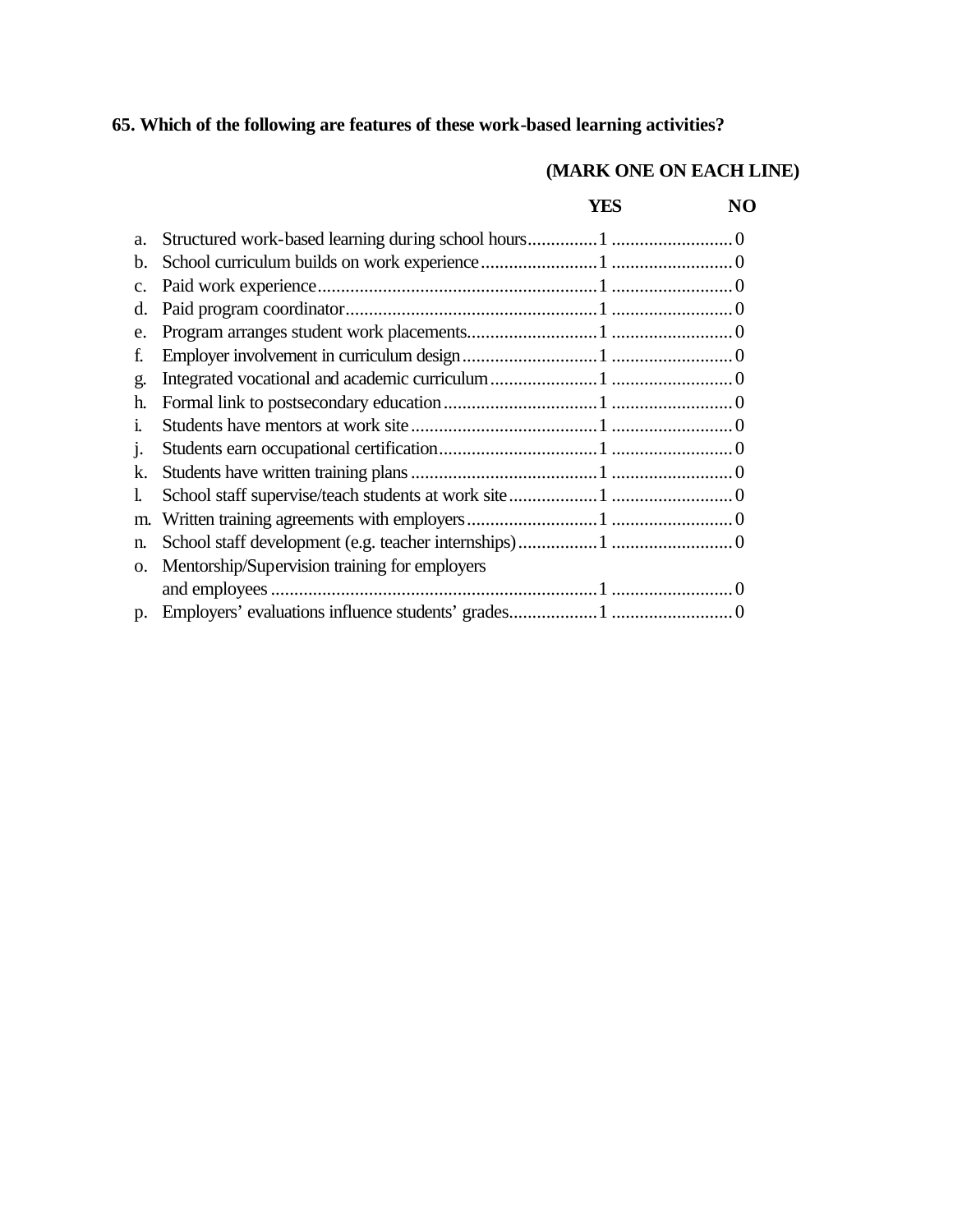**65. Which of the following are features of these work-based learning activities?**

**(MARK ONE ON EACH LINE)**

| | | YES | NO |
|---|---|---|---|
| a. | Structured work-based learning during school hours | 1 | 0 |
| b. | School curriculum builds on work experience | 1 | 0 |
| c. | Paid work experience | 1 | 0 |
| d. | Paid program coordinator | 1 | 0 |
| e. | Program arranges student work placements | 1 | 0 |
| f. | Employer involvement in curriculum design | 1 | 0 |
| g. | Integrated vocational and academic curriculum | 1 | 0 |
| h. | Formal link to postsecondary education | 1 | 0 |
| i. | Students have mentors at work site | 1 | 0 |
| j. | Students earn occupational certification | 1 | 0 |
| k. | Students have written training plans | 1 | 0 |
| l. | School staff supervise/teach students at work site | 1 | 0 |
| m. | Written training agreements with employers | 1 | 0 |
| n. | School staff development (e.g. teacher internships) | 1 | 0 |
| o. | Mentorship/Supervision training for employers and employees | 1 | 0 |
| p. | Employers' evaluations influence students' grades | 1 | 0 |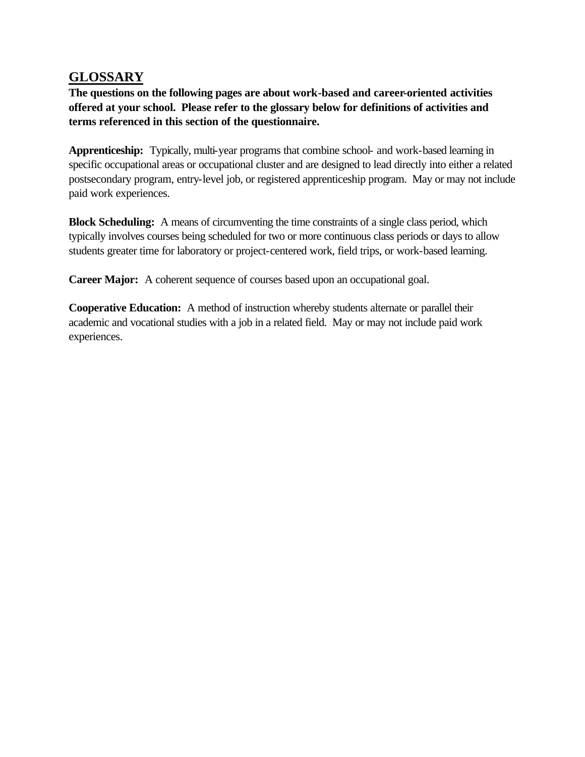## GLOSSARY

**The questions on the following pages are about work-based and career-oriented activities offered at your school. Please refer to the glossary below for definitions of activities and terms referenced in this section of the questionnaire.**

**Apprenticeship:** Typically, multi-year programs that combine school- and work-based learning in specific occupational areas or occupational cluster and are designed to lead directly into either a related postsecondary program, entry-level job, or registered apprenticeship program. May or may not include paid work experiences.

**Block Scheduling:** A means of circumventing the time constraints of a single class period, which typically involves courses being scheduled for two or more continuous class periods or days to allow students greater time for laboratory or project-centered work, field trips, or work-based learning.

**Career Major:** A coherent sequence of courses based upon an occupational goal.

**Cooperative Education:** A method of instruction whereby students alternate or parallel their academic and vocational studies with a job in a related field. May or may not include paid work experiences.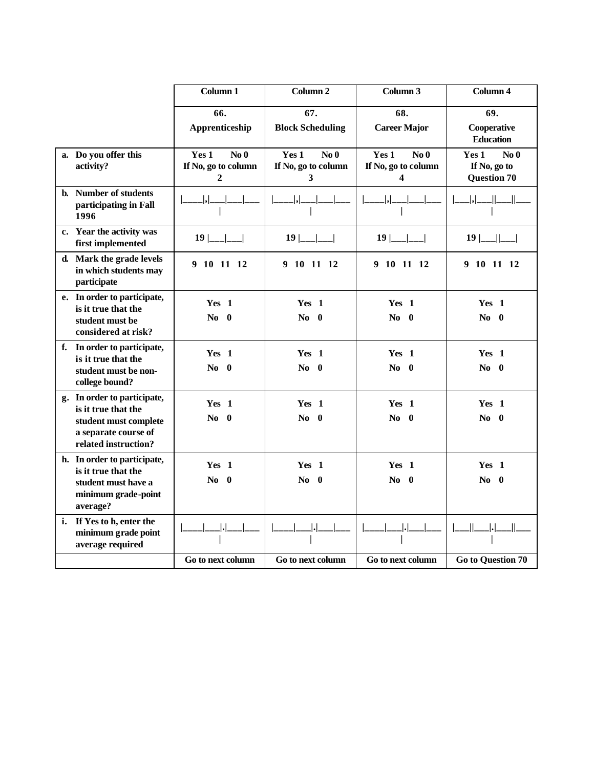| | Column 1 | Column 2 | Column 3 | Column 4 |
|---|---|---|---|---|
| | 66. Apprenticeship | 67. Block Scheduling | 68. Career Major | 69. Cooperative Education |
| a. Do you offer this activity? | Yes 1 No 0 If No, go to column 2 | Yes 1 No 0 If No, go to column 3 | Yes 1 No 0 If No, go to column 4 | Yes 1 No 0 If No, go to Question 70 |
| b. Number of students participating in Fall 1996 | \|____\|,\|___\|___\|___\| | \|____\|,\|___\|___\|___\| | \|____\|,\|___\|___\|___\| | \|___\|,\|___\|\|___\|\|___\| |
| c. Year the activity was first implemented | 19 \|___\|___\| | 19 \|___\|___\| | 19 \|___\|___\| | 19 \|___\|\|___\| |
| d. Mark the grade levels in which students may participate | 9 10 11 12 | 9 10 11 12 | 9 10 11 12 | 9 10 11 12 |
| e. In order to participate, is it true that the student must be considered at risk? | Yes 1 No 0 | Yes 1 No 0 | Yes 1 No 0 | Yes 1 No 0 |
| f. In order to participate, is it true that the student must be non-college bound? | Yes 1 No 0 | Yes 1 No 0 | Yes 1 No 0 | Yes 1 No 0 |
| g. In order to participate, is it true that the student must complete a separate course of related instruction? | Yes 1 No 0 | Yes 1 No 0 | Yes 1 No 0 | Yes 1 No 0 |
| h. In order to participate, is it true that the student must have a minimum grade-point average? | Yes 1 No 0 | Yes 1 No 0 | Yes 1 No 0 | Yes 1 No 0 |
| i. If Yes to h, enter the minimum grade point average required | \|____\|___\|.\|___\|___\| | \|____\|___\|.\|___\|___\| | \|____\|___\|.\|___\|___\| | \|___\|\|___\|.\|___\|\|___\| |
| | Go to next column | Go to next column | Go to next column | Go to Question 70 |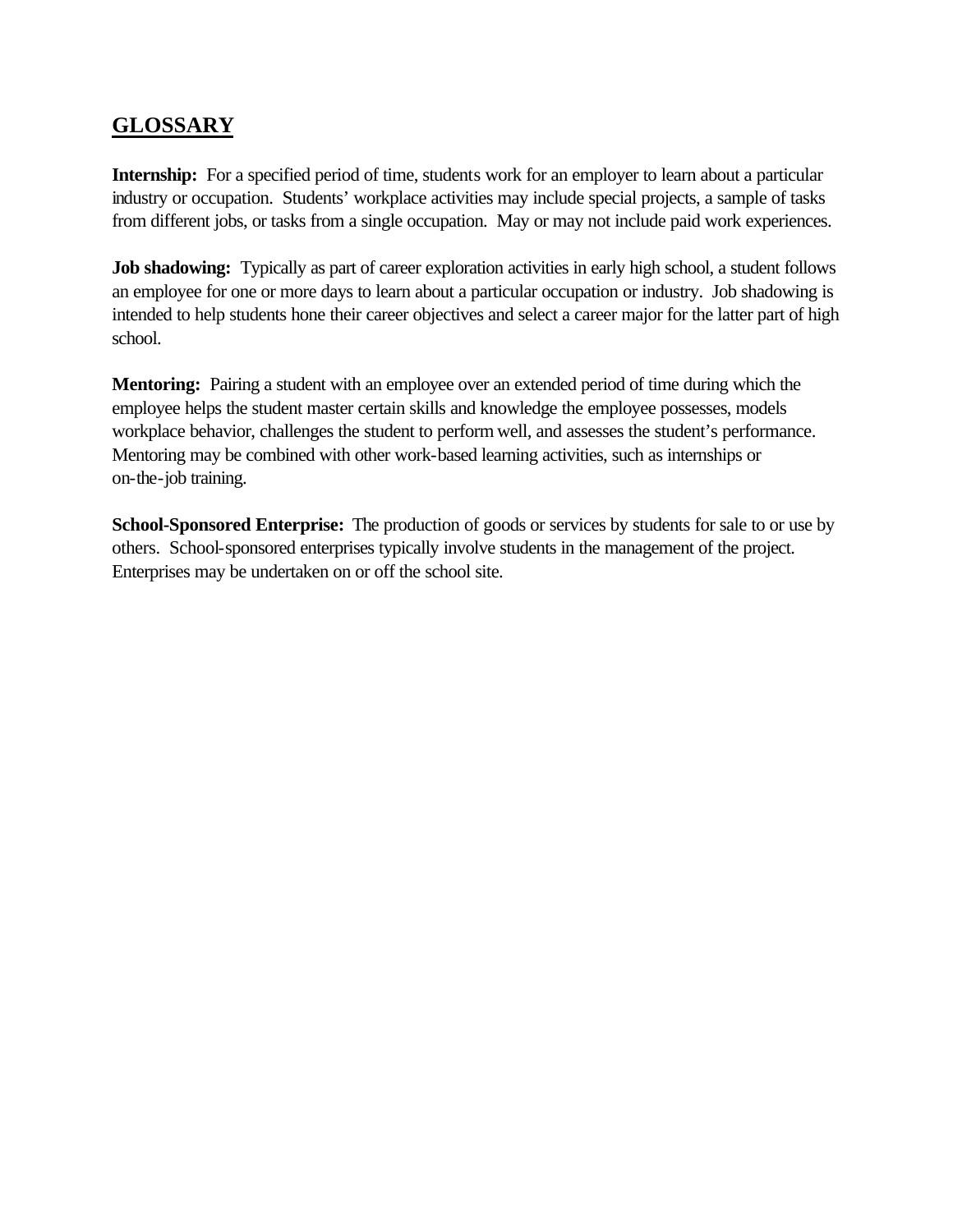## GLOSSARY

**Internship:** For a specified period of time, students work for an employer to learn about a particular industry or occupation. Students' workplace activities may include special projects, a sample of tasks from different jobs, or tasks from a single occupation. May or may not include paid work experiences.

**Job shadowing:** Typically as part of career exploration activities in early high school, a student follows an employee for one or more days to learn about a particular occupation or industry. Job shadowing is intended to help students hone their career objectives and select a career major for the latter part of high school.

**Mentoring:** Pairing a student with an employee over an extended period of time during which the employee helps the student master certain skills and knowledge the employee possesses, models workplace behavior, challenges the student to perform well, and assesses the student's performance. Mentoring may be combined with other work-based learning activities, such as internships or on-the-job training.

**School-Sponsored Enterprise:** The production of goods or services by students for sale to or use by others. School-sponsored enterprises typically involve students in the management of the project. Enterprises may be undertaken on or off the school site.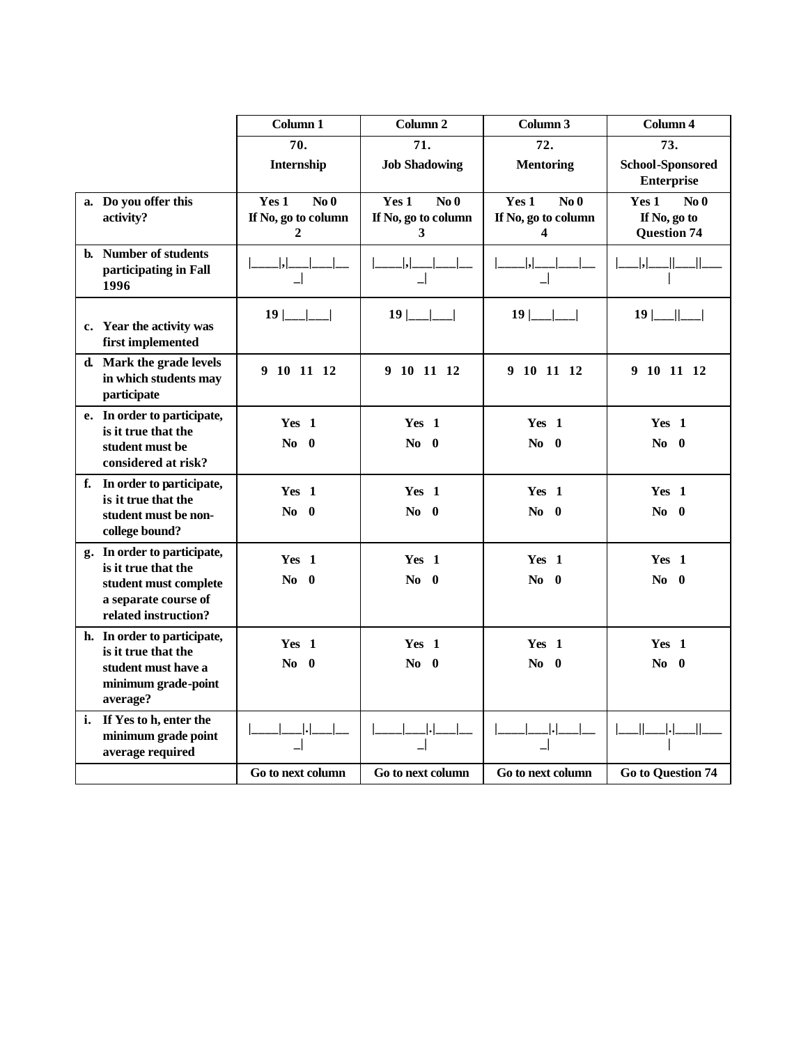| | Column 1 | Column 2 | Column 3 | Column 4 |
|---|---|---|---|---|
| | 70. Internship | 71. Job Shadowing | 72. Mentoring | 73. School-Sponsored Enterprise |
| a. Do you offer this activity? | Yes 1 No 0 If No, go to column 2 | Yes 1 No 0 If No, go to column 3 | Yes 1 No 0 If No, go to column 4 | Yes 1 No 0 If No, go to Question 74 |
| b. Number of students participating in Fall 1996 | \|____\|,\|___\|___\|___\| | \|____\|,\|___\|___\|___\| | \|____\|,\|___\|___\|___\| | \|___\|,\|___\|\|___\|\|___\| |
| c. Year the activity was first implemented | 19 \|___\|___\| | 19 \|___\|___\| | 19 \|___\|___\| | 19 \|___\|\|___\| |
| d. Mark the grade levels in which students may participate | 9 10 11 12 | 9 10 11 12 | 9 10 11 12 | 9 10 11 12 |
| e. In order to participate, is it true that the student must be considered at risk? | Yes 1 No 0 | Yes 1 No 0 | Yes 1 No 0 | Yes 1 No 0 |
| f. In order to participate, is it true that the student must be non-college bound? | Yes 1 No 0 | Yes 1 No 0 | Yes 1 No 0 | Yes 1 No 0 |
| g. In order to participate, is it true that the student must complete a separate course of related instruction? | Yes 1 No 0 | Yes 1 No 0 | Yes 1 No 0 | Yes 1 No 0 |
| h. In order to participate, is it true that the student must have a minimum grade-point average? | Yes 1 No 0 | Yes 1 No 0 | Yes 1 No 0 | Yes 1 No 0 |
| i. If Yes to h, enter the minimum grade point average required | \|____\|___\|.\|___\|___\| | \|____\|___\|.\|___\|___\| | \|____\|___\|.\|___\|___\| | \|___\|\|___\|.\|___\|\|___\| |
| | Go to next column | Go to next column | Go to next column | Go to Question 74 |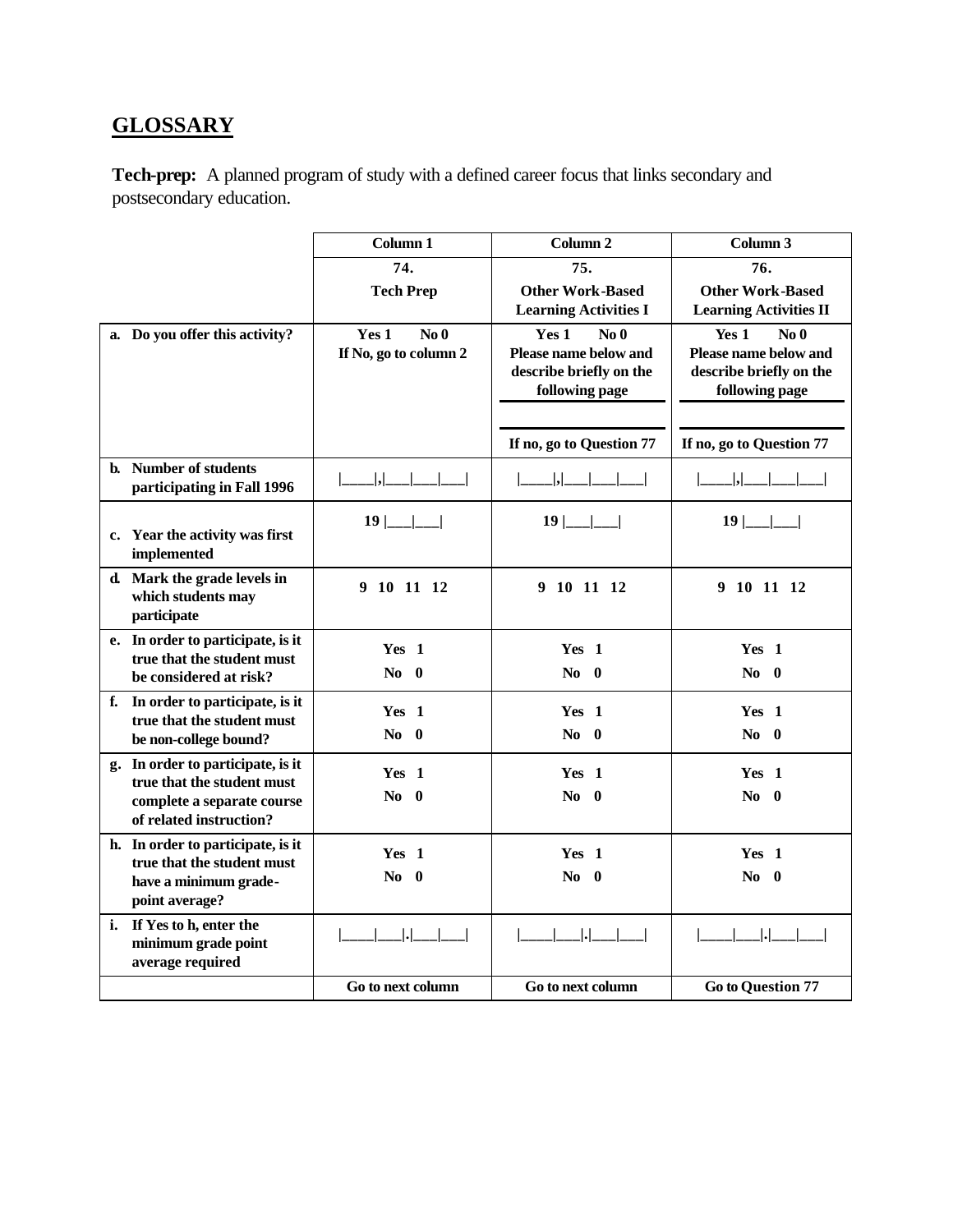## GLOSSARY

**Tech-prep:** A planned program of study with a defined career focus that links secondary and postsecondary education.

| | Column 1 | Column 2 | Column 3 |
|---|---|---|---|
| | **74.** **Tech Prep** | **75.** **Other Work-Based Learning Activities I** | **76.** **Other Work-Based Learning Activities II** |
| **a. Do you offer this activity?** | Yes 1 No 0 If No, go to column 2 | Yes 1 No 0 Please name below and describe briefly on the following page ______ If no, go to Question 77 | Yes 1 No 0 Please name below and describe briefly on the following page ______ If no, go to Question 77 |
| **b. Number of students participating in Fall 1996** | \|____\|,\|___\|___\|___\| | \|____\|,\|___\|___\|___\| | \|____\|,\|___\|___\|___\| |
| **c. Year the activity was first implemented** | 19 \|___\|___\| | 19 \|___\|___\| | 19 \|___\|___\| |
| **d. Mark the grade levels in which students may participate** | 9 10 11 12 | 9 10 11 12 | 9 10 11 12 |
| **e. In order to participate, is it true that the student must be considered at risk?** | Yes 1 No 0 | Yes 1 No 0 | Yes 1 No 0 |
| **f. In order to participate, is it true that the student must be non-college bound?** | Yes 1 No 0 | Yes 1 No 0 | Yes 1 No 0 |
| **g. In order to participate, is it true that the student must complete a separate course of related instruction?** | Yes 1 No 0 | Yes 1 No 0 | Yes 1 No 0 |
| **h. In order to participate, is it true that the student must have a minimum grade-point average?** | Yes 1 No 0 | Yes 1 No 0 | Yes 1 No 0 |
| **i. If Yes to h, enter the minimum grade point average required** | \|____\|___\|.\|___\|___\| | \|____\|___\|.\|___\|___\| | \|____\|___\|.\|___\|___\| |
| | Go to next column | Go to next column | Go to Question 77 |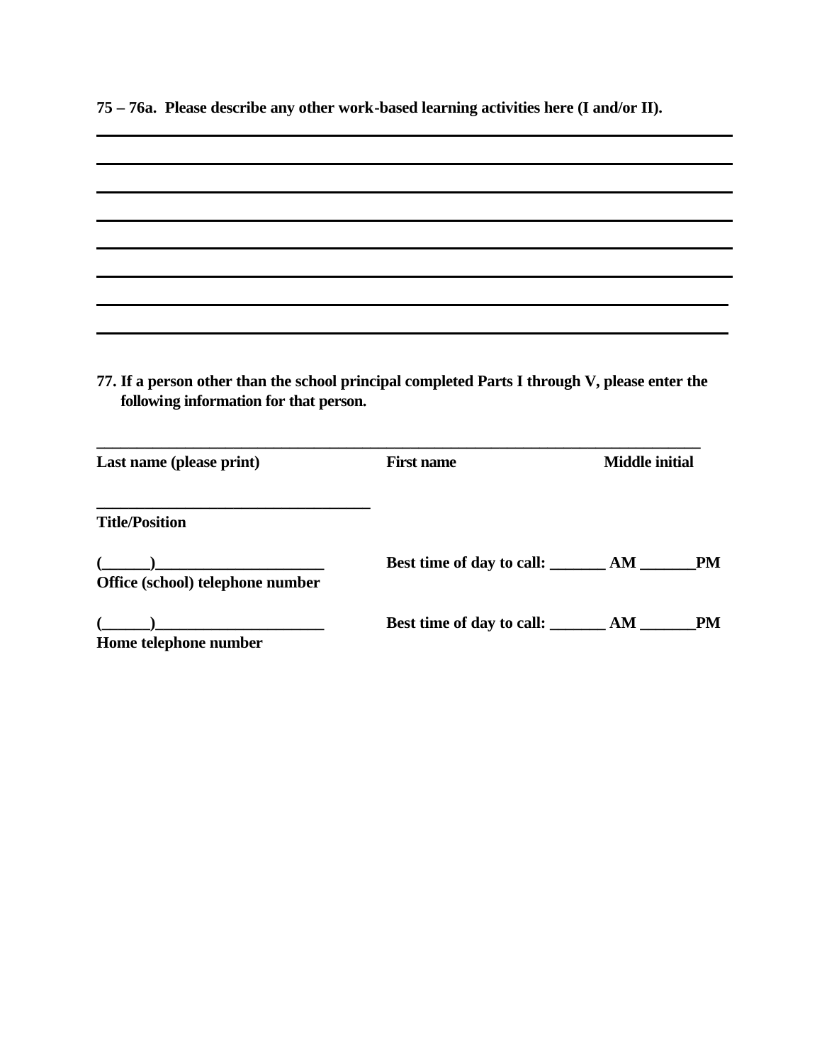**75 – 76a. Please describe any other work-based learning activities here (I and/or II).**

________________________________________________________________________________

________________________________________________________________________________

________________________________________________________________________________

________________________________________________________________________________

________________________________________________________________________________

________________________________________________________________________________

________________________________________________________________________________

________________________________________________________________________________

**77. If a person other than the school principal completed Parts I through V, please enter the following information for that person.**

________________________________________________________________________________

**Last name (please print)** **First name** **Middle initial**

___________________________________

**Title/Position**

**(______)_____________________** **Best time of day to call: _______ AM _______PM**

**Office (school) telephone number**

**(______)_____________________** **Best time of day to call: _______ AM _______PM**

**Home telephone number**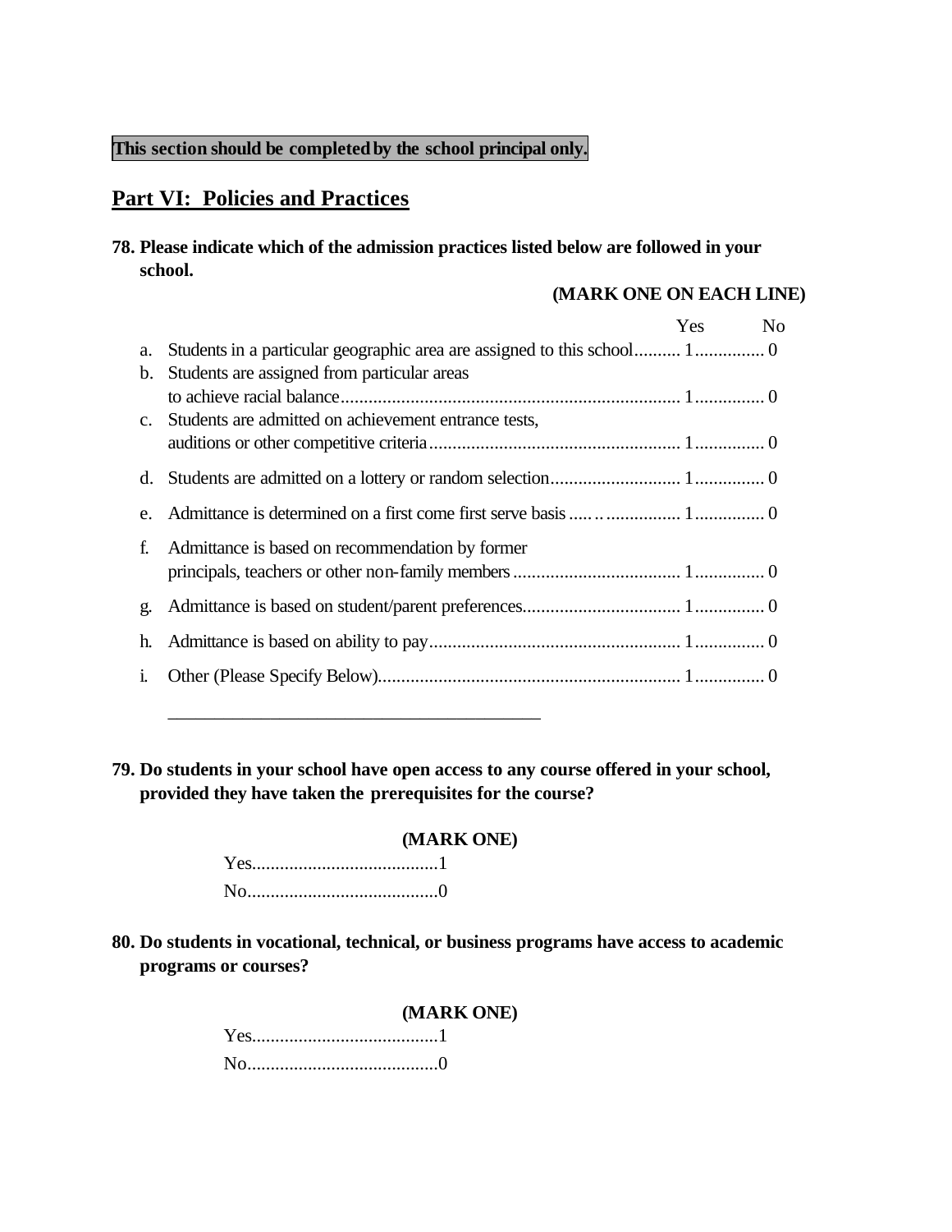**This section should be completed by the school principal only.**

## Part VI: Policies and Practices

**78. Please indicate which of the admission practices listed below are followed in your school.**

**(MARK ONE ON EACH LINE)**

| | | Yes | No |
|---|---|---|---|
| a. | Students in a particular geographic area are assigned to this school | 1 | 0 |
| b. | Students are assigned from particular areas to achieve racial balance | 1 | 0 |
| c. | Students are admitted on achievement entrance tests, auditions or other competitive criteria | 1 | 0 |
| d. | Students are admitted on a lottery or random selection | 1 | 0 |
| e. | Admittance is determined on a first come first serve basis | 1 | 0 |
| f. | Admittance is based on recommendation by former principals, teachers or other non-family members | 1 | 0 |
| g. | Admittance is based on student/parent preferences | 1 | 0 |
| h. | Admittance is based on ability to pay | 1 | 0 |
| i. | Other (Please Specify Below) | 1 | 0 |

\_\_\_\_\_\_\_\_\_\_\_\_\_\_\_\_\_\_\_\_\_\_\_\_\_\_\_\_\_\_\_\_\_\_\_\_\_\_\_\_

**79. Do students in your school have open access to any course offered in your school, provided they have taken the prerequisites for the course?**

**(MARK ONE)**

Yes........................................1
No.........................................0

**80. Do students in vocational, technical, or business programs have access to academic programs or courses?**

**(MARK ONE)**

Yes........................................1
No.........................................0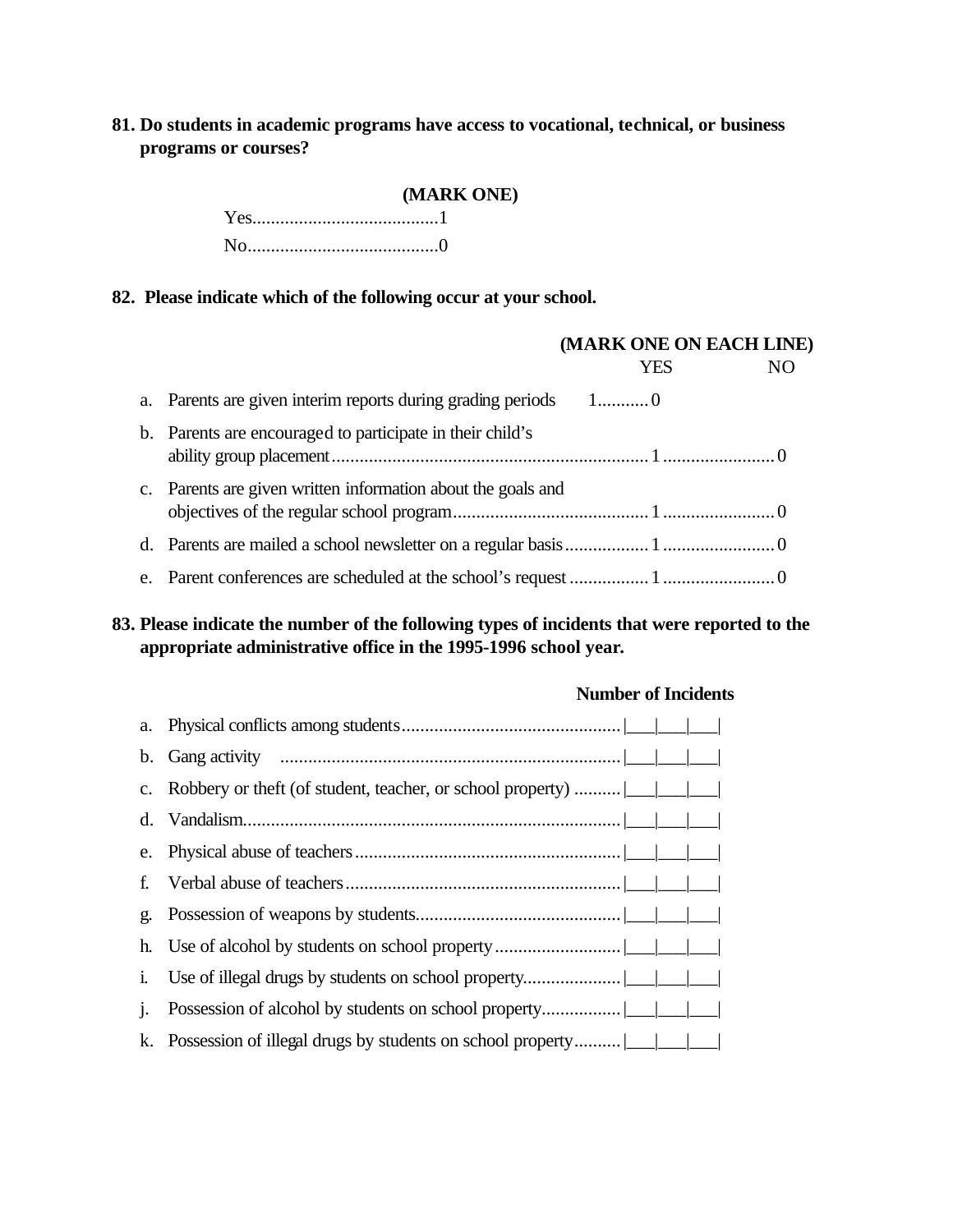**81. Do students in academic programs have access to vocational, technical, or business programs or courses?**

**(MARK ONE)**

Yes........................................1
No.........................................0

**82. Please indicate which of the following occur at your school.**

**(MARK ONE ON EACH LINE)**

| | | YES | NO |
|---|---|---|---|
| a. | Parents are given interim reports during grading periods | 1 | 0 |
| b. | Parents are encouraged to participate in their child's ability group placement | 1 | 0 |
| c. | Parents are given written information about the goals and objectives of the regular school program | 1 | 0 |
| d. | Parents are mailed a school newsletter on a regular basis | 1 | 0 |
| e. | Parent conferences are scheduled at the school's request | 1 | 0 |

**83. Please indicate the number of the following types of incidents that were reported to the appropriate administrative office in the 1995-1996 school year.**

| | | **Number of Incidents** |
|---|---|---|
| a. | Physical conflicts among students | \|___\|___\|___\| |
| b. | Gang activity | \|___\|___\|___\| |
| c. | Robbery or theft (of student, teacher, or school property) | \|___\|___\|___\| |
| d. | Vandalism | \|___\|___\|___\| |
| e. | Physical abuse of teachers | \|___\|___\|___\| |
| f. | Verbal abuse of teachers | \|___\|___\|___\| |
| g. | Possession of weapons by students | \|___\|___\|___\| |
| h. | Use of alcohol by students on school property | \|___\|___\|___\| |
| i. | Use of illegal drugs by students on school property | \|___\|___\|___\| |
| j. | Possession of alcohol by students on school property | \|___\|___\|___\| |
| k. | Possession of illegal drugs by students on school property | \|___\|___\|___\| |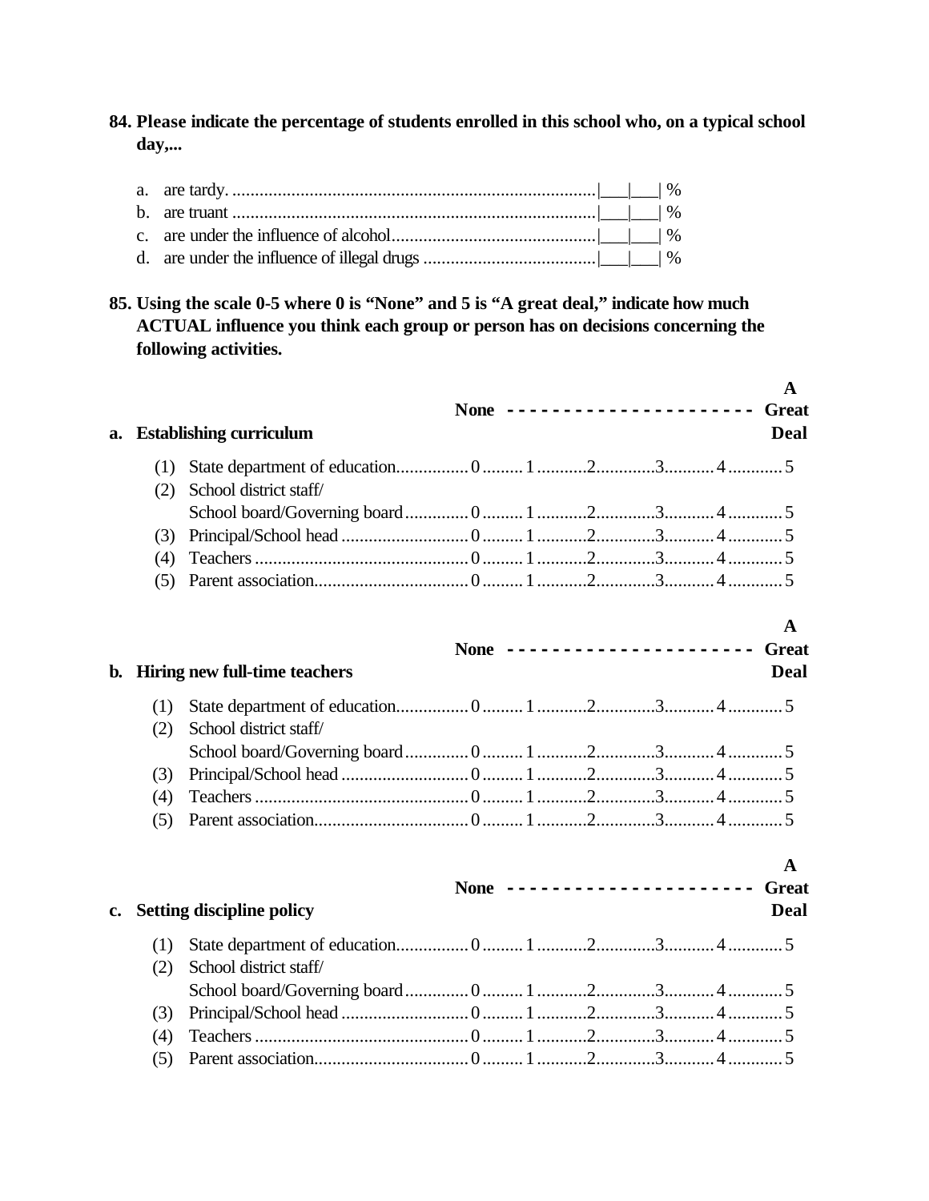**84. Please indicate the percentage of students enrolled in this school who, on a typical school day,...**

a. are tardy. ................................................................................|___|___| %
b. are truant ................................................................................|___|___| %
c. are under the influence of alcohol.............................................|___|___| %
d. are under the influence of illegal drugs ......................................|___|___| %

**85. Using the scale 0-5 where 0 is "None" and 5 is "A great deal," indicate how much ACTUAL influence you think each group or person has on decisions concerning the following activities.**

**a. Establishing curriculum**

| | None | | | | | A Great Deal |
|---|---|---|---|---|---|---|
| (1) State department of education | 0 | 1 | 2 | 3 | 4 | 5 |
| (2) School district staff/ School board/Governing board | 0 | 1 | 2 | 3 | 4 | 5 |
| (3) Principal/School head | 0 | 1 | 2 | 3 | 4 | 5 |
| (4) Teachers | 0 | 1 | 2 | 3 | 4 | 5 |
| (5) Parent association | 0 | 1 | 2 | 3 | 4 | 5 |

**b. Hiring new full-time teachers**

| | None | | | | | A Great Deal |
|---|---|---|---|---|---|---|
| (1) State department of education | 0 | 1 | 2 | 3 | 4 | 5 |
| (2) School district staff/ School board/Governing board | 0 | 1 | 2 | 3 | 4 | 5 |
| (3) Principal/School head | 0 | 1 | 2 | 3 | 4 | 5 |
| (4) Teachers | 0 | 1 | 2 | 3 | 4 | 5 |
| (5) Parent association | 0 | 1 | 2 | 3 | 4 | 5 |

**c. Setting discipline policy**

| | None | | | | | A Great Deal |
|---|---|---|---|---|---|---|
| (1) State department of education | 0 | 1 | 2 | 3 | 4 | 5 |
| (2) School district staff/ School board/Governing board | 0 | 1 | 2 | 3 | 4 | 5 |
| (3) Principal/School head | 0 | 1 | 2 | 3 | 4 | 5 |
| (4) Teachers | 0 | 1 | 2 | 3 | 4 | 5 |
| (5) Parent association | 0 | 1 | 2 | 3 | 4 | 5 |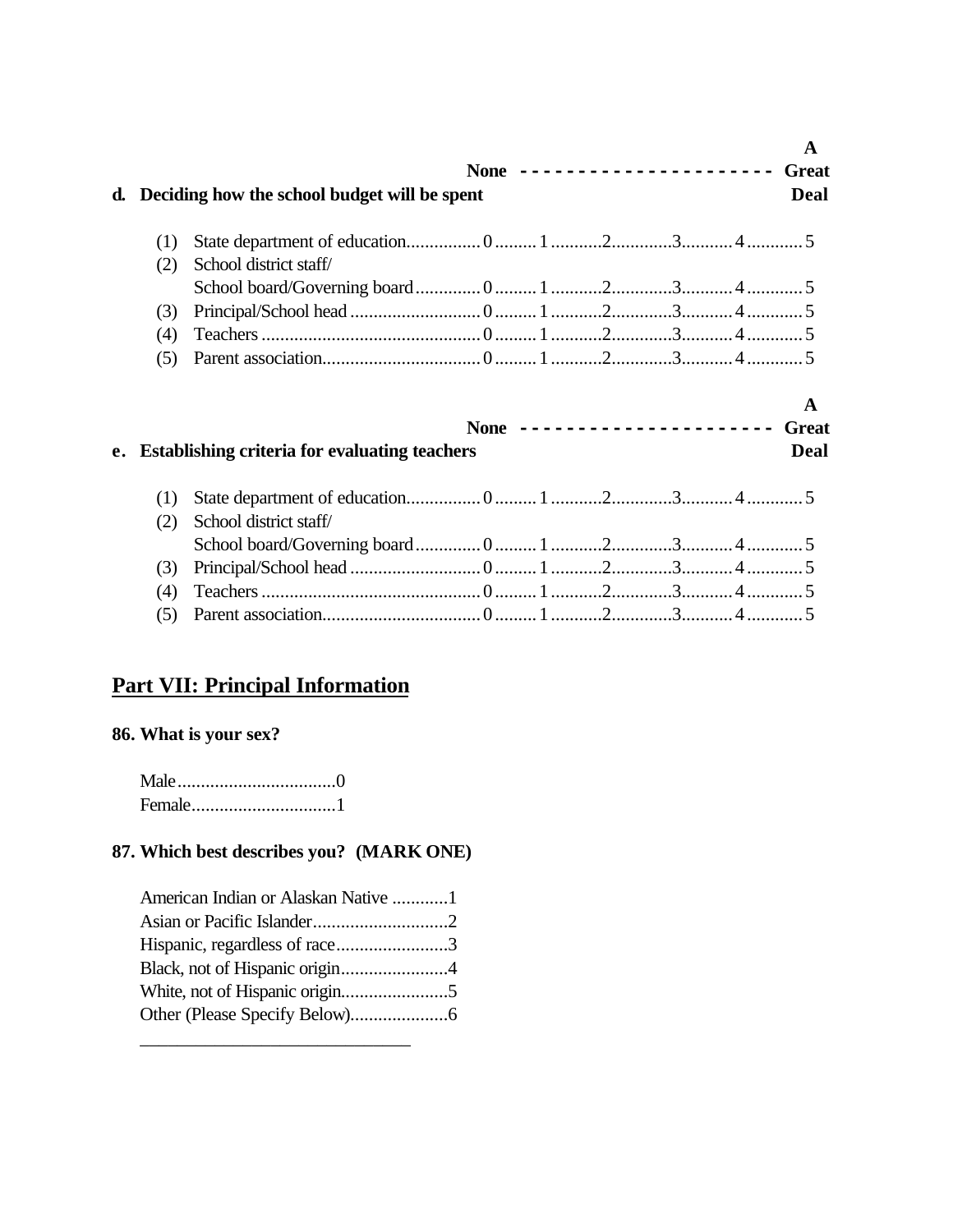**d. Deciding how the school budget will be spent**

| | None | | | | | A Great Deal |
|---|---|---|---|---|---|---|
| (1) State department of education | 0 | 1 | 2 | 3 | 4 | 5 |
| (2) School district staff/ School board/Governing board | 0 | 1 | 2 | 3 | 4 | 5 |
| (3) Principal/School head | 0 | 1 | 2 | 3 | 4 | 5 |
| (4) Teachers | 0 | 1 | 2 | 3 | 4 | 5 |
| (5) Parent association | 0 | 1 | 2 | 3 | 4 | 5 |

**e. Establishing criteria for evaluating teachers**

| | None | | | | | A Great Deal |
|---|---|---|---|---|---|---|
| (1) State department of education | 0 | 1 | 2 | 3 | 4 | 5 |
| (2) School district staff/ School board/Governing board | 0 | 1 | 2 | 3 | 4 | 5 |
| (3) Principal/School head | 0 | 1 | 2 | 3 | 4 | 5 |
| (4) Teachers | 0 | 1 | 2 | 3 | 4 | 5 |
| (5) Parent association | 0 | 1 | 2 | 3 | 4 | 5 |

## Part VII: Principal Information

**86. What is your sex?**

Male..................................0
Female...............................1

**87. Which best describes you? (MARK ONE)**

American Indian or Alaskan Native ............1
Asian or Pacific Islander.............................2
Hispanic, regardless of race........................3
Black, not of Hispanic origin.......................4
White, not of Hispanic origin.......................5
Other (Please Specify Below).....................6

______________________________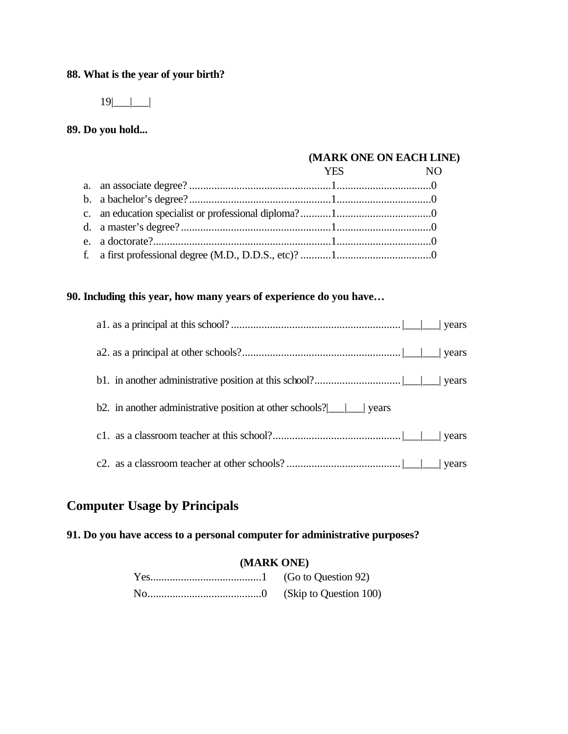**88. What is the year of your birth?**

19|\_\_\_|\_\_\_|

**89. Do you hold...**

**(MARK ONE ON EACH LINE)**

| | YES | NO |
|---|---|---|
| a. an associate degree? | 1 | 0 |
| b. a bachelor's degree? | 1 | 0 |
| c. an education specialist or professional diploma? | 1 | 0 |
| d. a master's degree? | 1 | 0 |
| e. a doctorate? | 1 | 0 |
| f. a first professional degree (M.D., D.D.S., etc)? | 1 | 0 |

**90. Including this year, how many years of experience do you have…**

a1. as a principal at this school? .......... |\_\_\_|\_\_\_| years

a2. as a principal at other schools? .......... |\_\_\_|\_\_\_| years

b1. in another administrative position at this school? .......... |\_\_\_|\_\_\_| years

b2. in another administrative position at other schools? |\_\_\_|\_\_\_| years

c1. as a classroom teacher at this school? .......... |\_\_\_|\_\_\_| years

c2. as a classroom teacher at other schools? .......... |\_\_\_|\_\_\_| years

## Computer Usage by Principals

**91. Do you have access to a personal computer for administrative purposes?**

**(MARK ONE)**

Yes..........1 (Go to Question 92)

No..........0 (Skip to Question 100)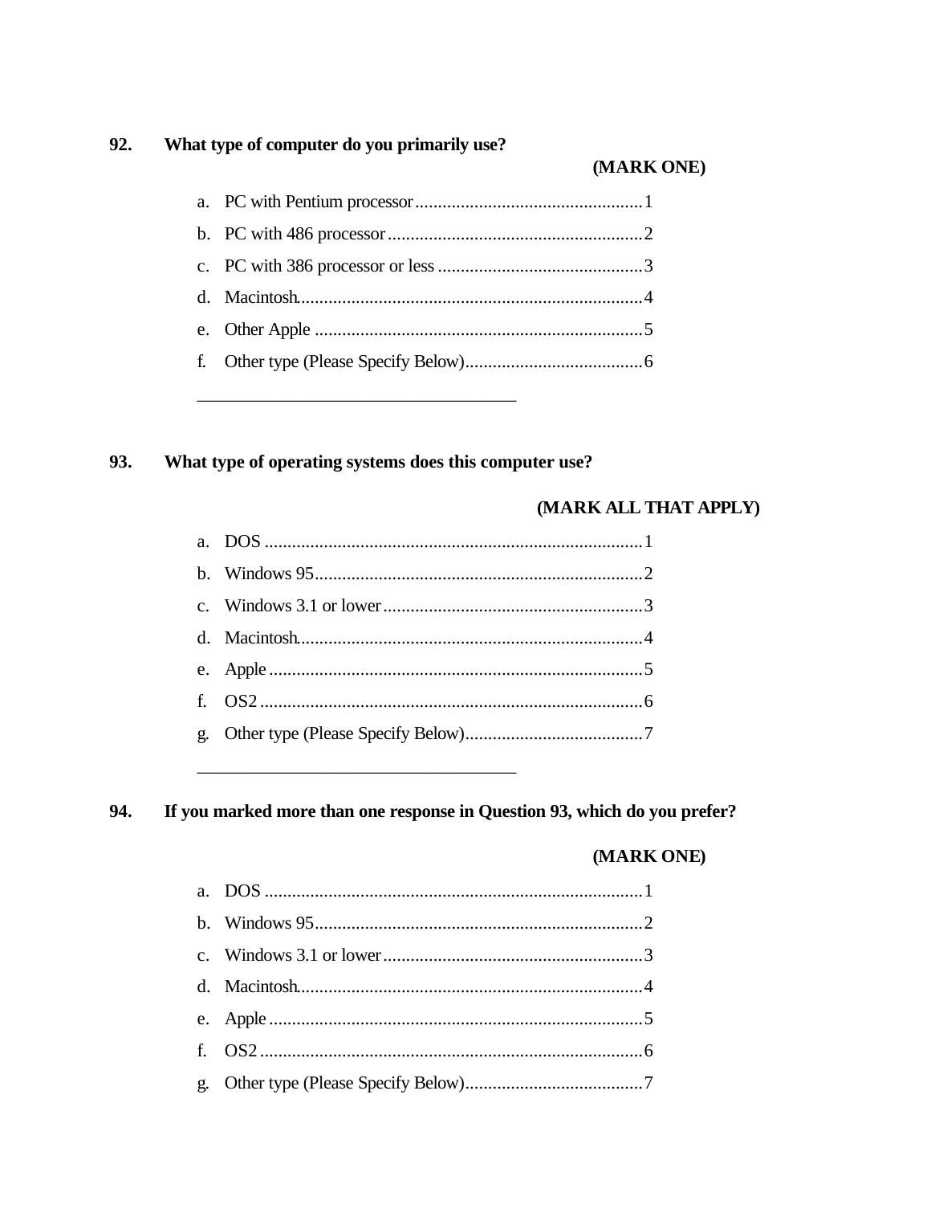**92. What type of computer do you primarily use?**

**(MARK ONE)**

a. PC with Pentium processor....................................................1
b. PC with 486 processor..........................................................2
c. PC with 386 processor or less ..............................................3
d. Macintosh..............................................................................4
e. Other Apple ..........................................................................5
f. Other type (Please Specify Below).........................................6

_______________________________________

**93. What type of operating systems does this computer use?**

**(MARK ALL THAT APPLY)**

a. DOS ......................................................................................1
b. Windows 95..........................................................................2
c. Windows 3.1 or lower...........................................................3
d. Macintosh..............................................................................4
e. Apple ....................................................................................5
f. OS2 .......................................................................................6
g. Other type (Please Specify Below).........................................7

_______________________________________

**94. If you marked more than one response in Question 93, which do you prefer?**

**(MARK ONE)**

a. DOS ......................................................................................1
b. Windows 95..........................................................................2
c. Windows 3.1 or lower...........................................................3
d. Macintosh..............................................................................4
e. Apple ....................................................................................5
f. OS2 .......................................................................................6
g. Other type (Please Specify Below).........................................7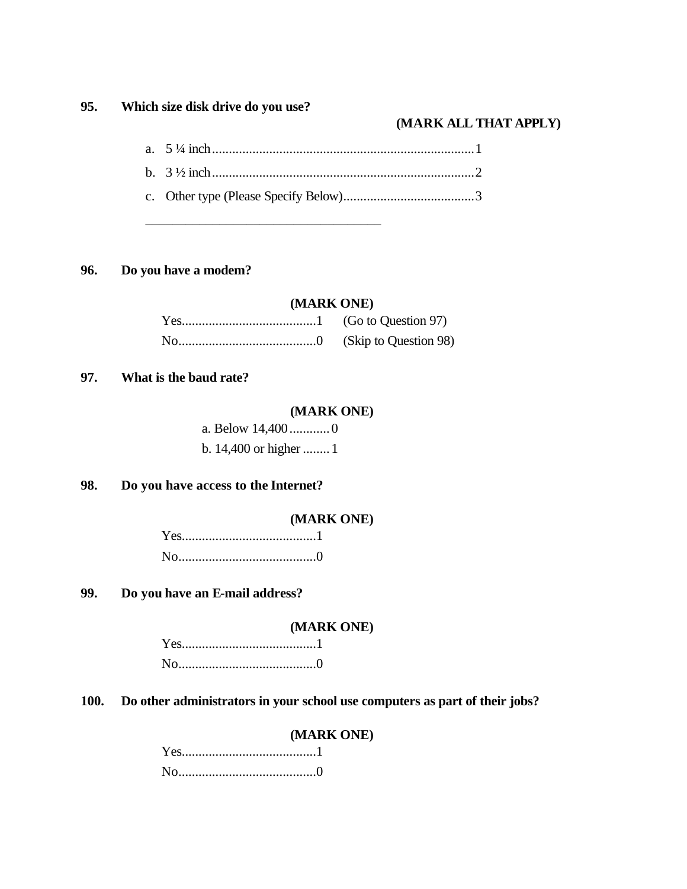**95. Which size disk drive do you use?**

**(MARK ALL THAT APPLY)**

a. 5 ¼ inch..............................................................................1

b. 3 ½ inch..............................................................................2

c. Other type (Please Specify Below).......................................3

_____________________________________

**96. Do you have a modem?**

**(MARK ONE)**

Yes........................................1 (Go to Question 97)

No.........................................0 (Skip to Question 98)

**97. What is the baud rate?**

**(MARK ONE)**

a. Below 14,400............0

b. 14,400 or higher ........1

**98. Do you have access to the Internet?**

**(MARK ONE)**

Yes........................................1

No.........................................0

**99. Do you have an E-mail address?**

**(MARK ONE)**

Yes........................................1

No.........................................0

**100. Do other administrators in your school use computers as part of their jobs?**

**(MARK ONE)**

Yes........................................1

No.........................................0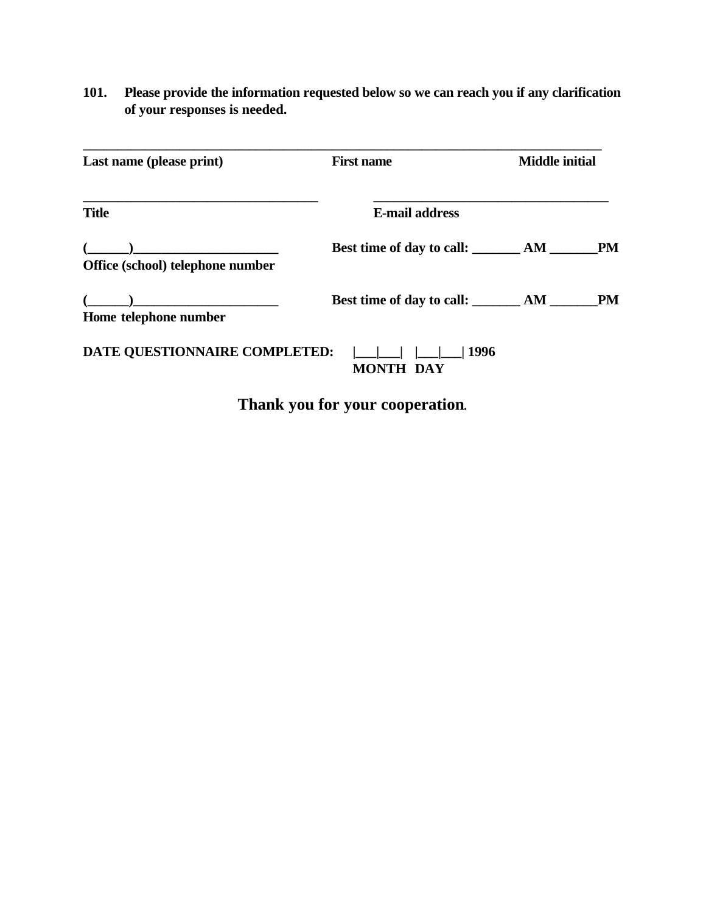**101. Please provide the information requested below so we can reach you if any clarification of your responses is needed.**

\_\_\_\_\_\_\_\_\_\_\_\_\_\_\_\_\_\_\_\_\_\_\_\_\_\_\_\_\_\_\_\_\_\_\_\_\_\_\_\_\_\_\_\_\_\_\_\_\_\_\_\_\_\_\_\_\_\_\_\_\_\_\_\_\_\_\_\_\_\_\_\_\_\_

**Last name (please print)** **First name** **Middle initial**

\_\_\_\_\_\_\_\_\_\_\_\_\_\_\_\_\_\_\_\_\_\_\_\_\_\_\_\_\_\_\_\_\_\_\_ \_\_\_\_\_\_\_\_\_\_\_\_\_\_\_\_\_\_\_\_\_\_\_\_\_\_\_\_\_\_\_\_\_\_\_

**Title** **E-mail address**

**(\_\_\_\_\_\_)\_\_\_\_\_\_\_\_\_\_\_\_\_\_\_\_\_\_\_\_\_\_** **Best time of day to call: \_\_\_\_\_\_\_ AM \_\_\_\_\_\_\_PM**

**Office (school) telephone number**

**(\_\_\_\_\_\_)\_\_\_\_\_\_\_\_\_\_\_\_\_\_\_\_\_\_\_\_\_\_** **Best time of day to call: \_\_\_\_\_\_\_ AM \_\_\_\_\_\_\_PM**

**Home telephone number**

**DATE QUESTIONNAIRE COMPLETED: |\_\_\_|\_\_\_| |\_\_\_|\_\_\_| 1996**

**MONTH DAY**

**Thank you for your cooperation.**